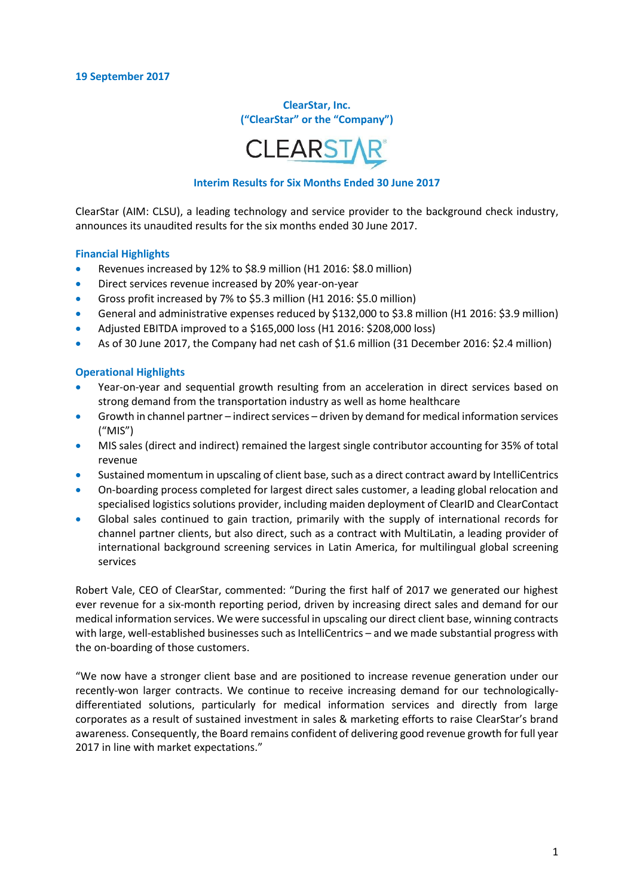19 September 2017

**ClearStar, Inc.**
**("ClearStar" or the "Company")**

CLEARSTAR

## Interim Results for Six Months Ended 30 June 2017

ClearStar (AIM: CLSU), a leading technology and service provider to the background check industry, announces its unaudited results for the six months ended 30 June 2017.

### Financial Highlights

- Revenues increased by 12% to $8.9 million (H1 2016: $8.0 million)
- Direct services revenue increased by 20% year-on-year
- Gross profit increased by 7% to $5.3 million (H1 2016: $5.0 million)
- General and administrative expenses reduced by $132,000 to $3.8 million (H1 2016: $3.9 million)
- Adjusted EBITDA improved to a $165,000 loss (H1 2016: $208,000 loss)
- As of 30 June 2017, the Company had net cash of $1.6 million (31 December 2016: $2.4 million)

### Operational Highlights

- Year-on-year and sequential growth resulting from an acceleration in direct services based on strong demand from the transportation industry as well as home healthcare
- Growth in channel partner – indirect services – driven by demand for medical information services ("MIS")
- MIS sales (direct and indirect) remained the largest single contributor accounting for 35% of total revenue
- Sustained momentum in upscaling of client base, such as a direct contract award by IntelliCentrics
- On-boarding process completed for largest direct sales customer, a leading global relocation and specialised logistics solutions provider, including maiden deployment of ClearID and ClearContact
- Global sales continued to gain traction, primarily with the supply of international records for channel partner clients, but also direct, such as a contract with MultiLatin, a leading provider of international background screening services in Latin America, for multilingual global screening services

Robert Vale, CEO of ClearStar, commented: "During the first half of 2017 we generated our highest ever revenue for a six-month reporting period, driven by increasing direct sales and demand for our medical information services. We were successful in upscaling our direct client base, winning contracts with large, well-established businesses such as IntelliCentrics – and we made substantial progress with the on-boarding of those customers.

"We now have a stronger client base and are positioned to increase revenue generation under our recently-won larger contracts. We continue to receive increasing demand for our technologically-differentiated solutions, particularly for medical information services and directly from large corporates as a result of sustained investment in sales & marketing efforts to raise ClearStar's brand awareness. Consequently, the Board remains confident of delivering good revenue growth for full year 2017 in line with market expectations."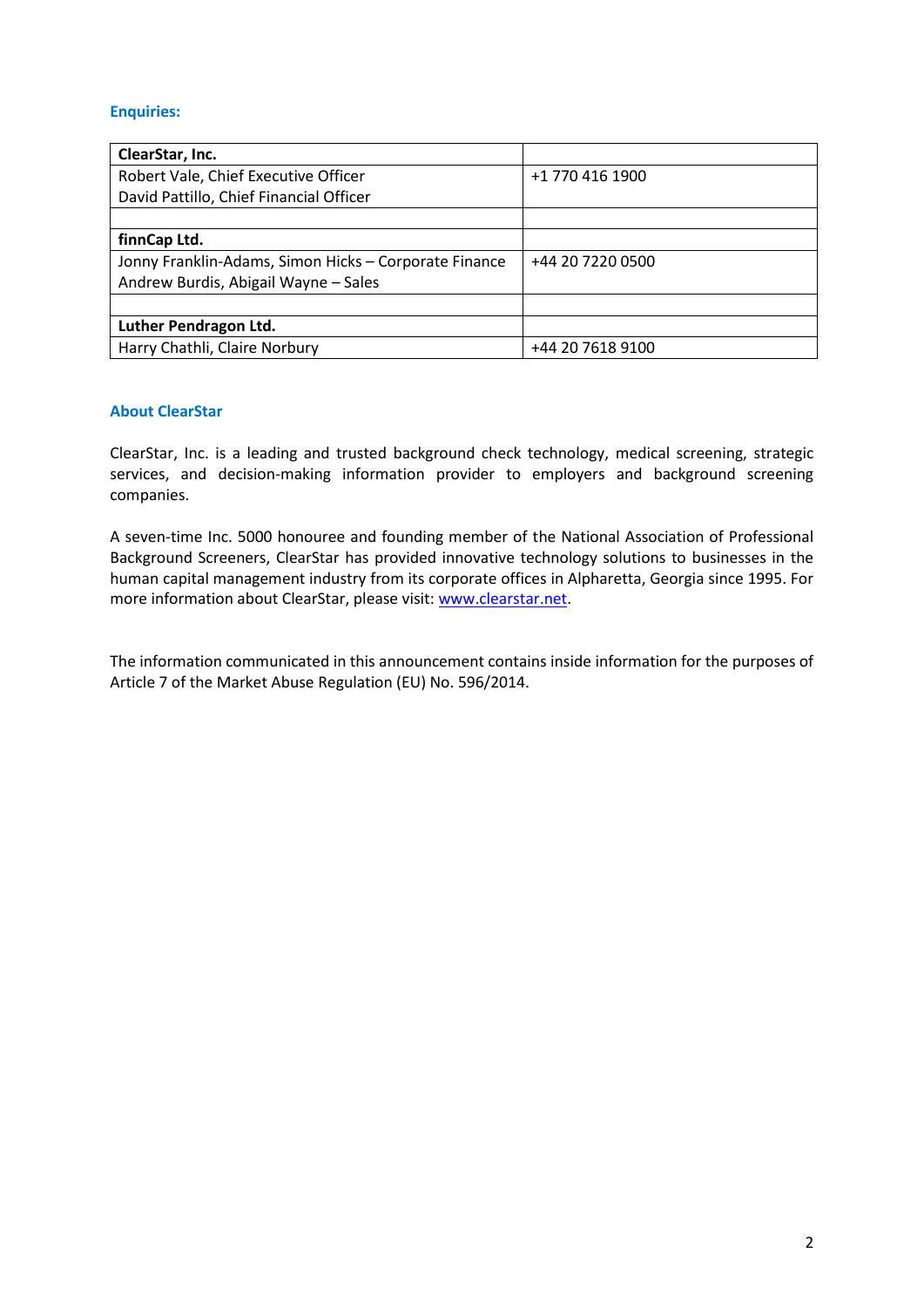**Enquiries:**

| | |
|---|---|
| **ClearStar, Inc.** | |
| Robert Vale, Chief Executive Officer<br>David Pattillo, Chief Financial Officer | +1 770 416 1900 |
| | |
| **finnCap Ltd.** | |
| Jonny Franklin-Adams, Simon Hicks – Corporate Finance<br>Andrew Burdis, Abigail Wayne – Sales | +44 20 7220 0500 |
| | |
| **Luther Pendragon Ltd.** | |
| Harry Chathli, Claire Norbury | +44 20 7618 9100 |

**About ClearStar**

ClearStar, Inc. is a leading and trusted background check technology, medical screening, strategic services, and decision-making information provider to employers and background screening companies.

A seven-time Inc. 5000 honouree and founding member of the National Association of Professional Background Screeners, ClearStar has provided innovative technology solutions to businesses in the human capital management industry from its corporate offices in Alpharetta, Georgia since 1995. For more information about ClearStar, please visit: www.clearstar.net.

The information communicated in this announcement contains inside information for the purposes of Article 7 of the Market Abuse Regulation (EU) No. 596/2014.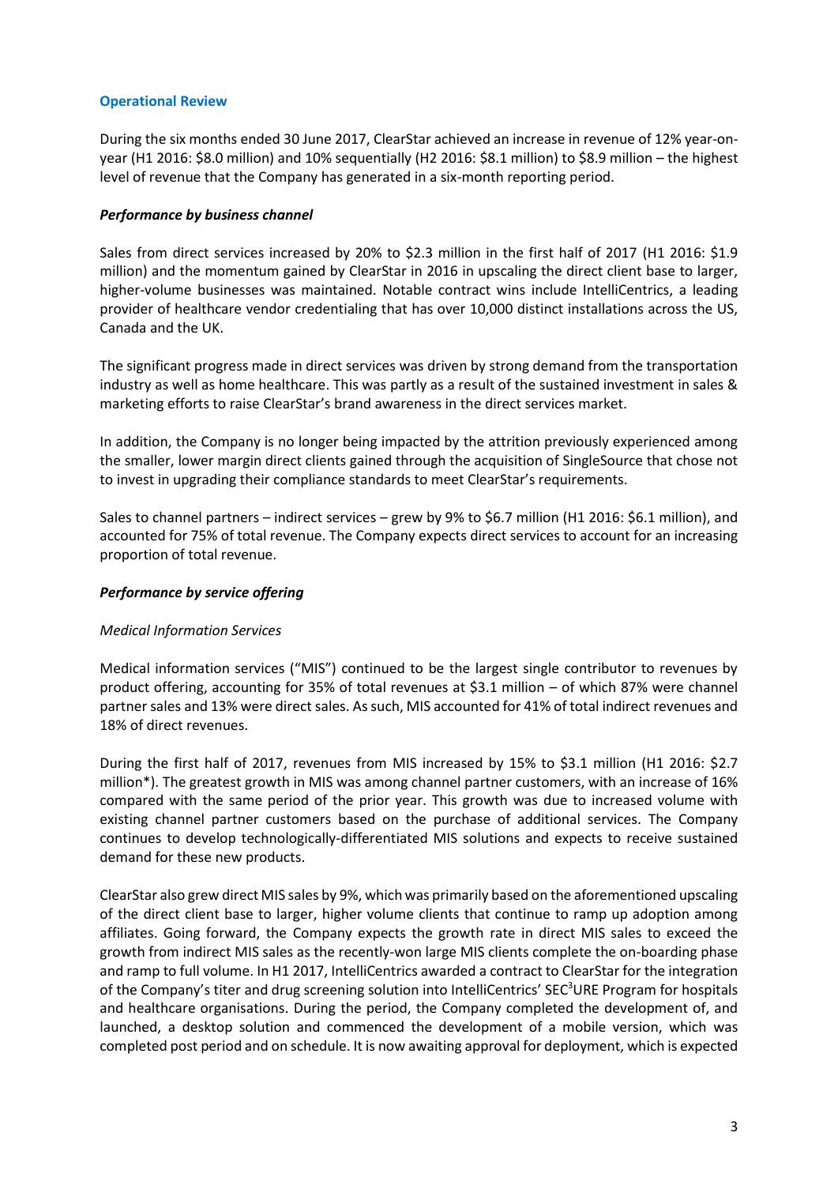## Operational Review

During the six months ended 30 June 2017, ClearStar achieved an increase in revenue of 12% year-on-year (H1 2016: $8.0 million) and 10% sequentially (H2 2016: $8.1 million) to $8.9 million – the highest level of revenue that the Company has generated in a six-month reporting period.

### *Performance by business channel*

Sales from direct services increased by 20% to $2.3 million in the first half of 2017 (H1 2016: $1.9 million) and the momentum gained by ClearStar in 2016 in upscaling the direct client base to larger, higher-volume businesses was maintained. Notable contract wins include IntelliCentrics, a leading provider of healthcare vendor credentialing that has over 10,000 distinct installations across the US, Canada and the UK.

The significant progress made in direct services was driven by strong demand from the transportation industry as well as home healthcare. This was partly as a result of the sustained investment in sales & marketing efforts to raise ClearStar's brand awareness in the direct services market.

In addition, the Company is no longer being impacted by the attrition previously experienced among the smaller, lower margin direct clients gained through the acquisition of SingleSource that chose not to invest in upgrading their compliance standards to meet ClearStar's requirements.

Sales to channel partners – indirect services – grew by 9% to $6.7 million (H1 2016: $6.1 million), and accounted for 75% of total revenue. The Company expects direct services to account for an increasing proportion of total revenue.

### *Performance by service offering*

*Medical Information Services*

Medical information services ("MIS") continued to be the largest single contributor to revenues by product offering, accounting for 35% of total revenues at $3.1 million – of which 87% were channel partner sales and 13% were direct sales. As such, MIS accounted for 41% of total indirect revenues and 18% of direct revenues.

During the first half of 2017, revenues from MIS increased by 15% to $3.1 million (H1 2016: $2.7 million*). The greatest growth in MIS was among channel partner customers, with an increase of 16% compared with the same period of the prior year. This growth was due to increased volume with existing channel partner customers based on the purchase of additional services. The Company continues to develop technologically-differentiated MIS solutions and expects to receive sustained demand for these new products.

ClearStar also grew direct MIS sales by 9%, which was primarily based on the aforementioned upscaling of the direct client base to larger, higher volume clients that continue to ramp up adoption among affiliates. Going forward, the Company expects the growth rate in direct MIS sales to exceed the growth from indirect MIS sales as the recently-won large MIS clients complete the on-boarding phase and ramp to full volume. In H1 2017, IntelliCentrics awarded a contract to ClearStar for the integration of the Company's titer and drug screening solution into IntelliCentrics' SEC$^3$URE Program for hospitals and healthcare organisations. During the period, the Company completed the development of, and launched, a desktop solution and commenced the development of a mobile version, which was completed post period and on schedule. It is now awaiting approval for deployment, which is expected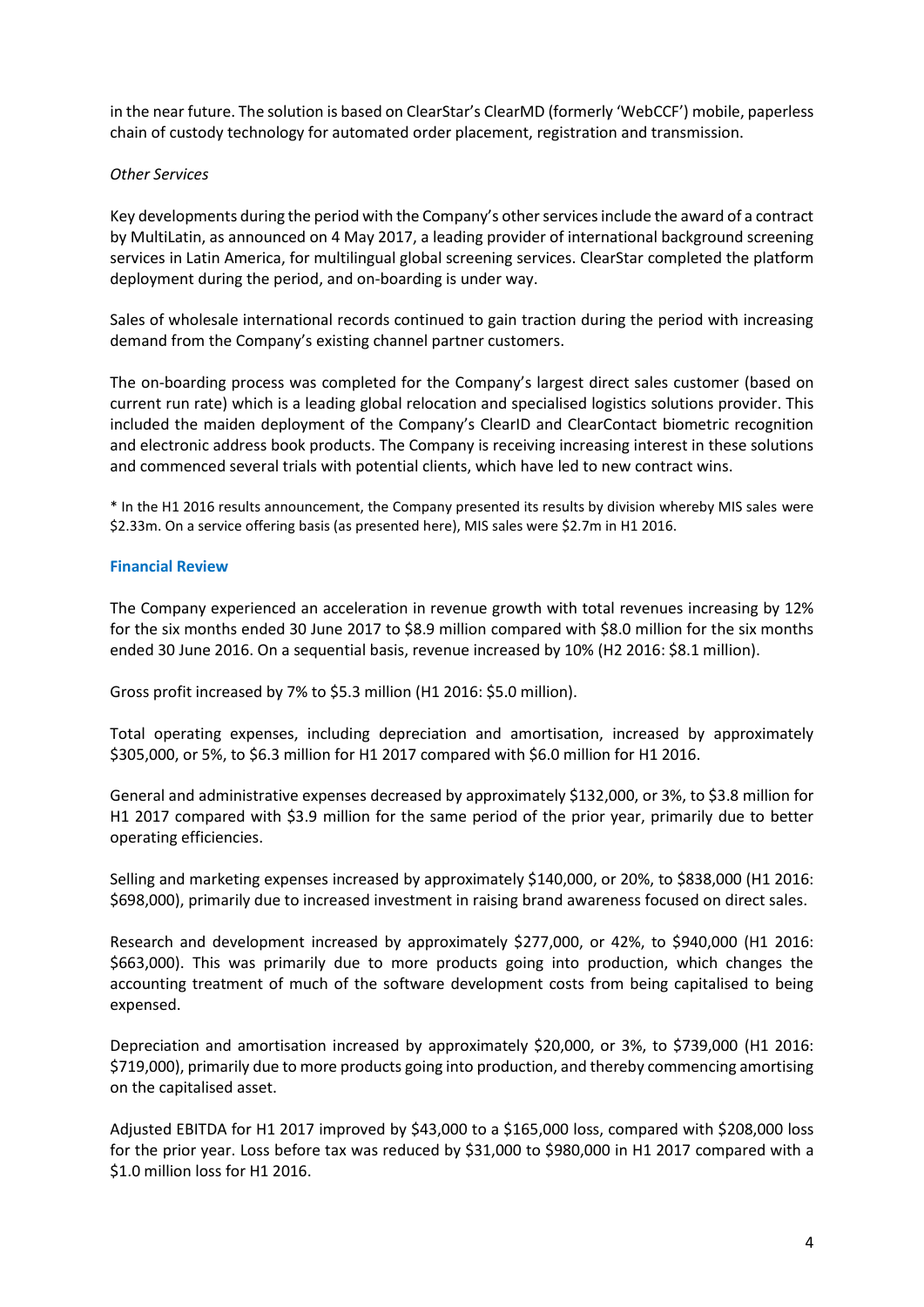in the near future. The solution is based on ClearStar's ClearMD (formerly 'WebCCF') mobile, paperless chain of custody technology for automated order placement, registration and transmission.

*Other Services*

Key developments during the period with the Company's other services include the award of a contract by MultiLatin, as announced on 4 May 2017, a leading provider of international background screening services in Latin America, for multilingual global screening services. ClearStar completed the platform deployment during the period, and on-boarding is under way.

Sales of wholesale international records continued to gain traction during the period with increasing demand from the Company's existing channel partner customers.

The on-boarding process was completed for the Company's largest direct sales customer (based on current run rate) which is a leading global relocation and specialised logistics solutions provider. This included the maiden deployment of the Company's ClearID and ClearContact biometric recognition and electronic address book products. The Company is receiving increasing interest in these solutions and commenced several trials with potential clients, which have led to new contract wins.

* In the H1 2016 results announcement, the Company presented its results by division whereby MIS sales were $2.33m. On a service offering basis (as presented here), MIS sales were $2.7m in H1 2016.

## Financial Review

The Company experienced an acceleration in revenue growth with total revenues increasing by 12% for the six months ended 30 June 2017 to $8.9 million compared with $8.0 million for the six months ended 30 June 2016. On a sequential basis, revenue increased by 10% (H2 2016: $8.1 million).

Gross profit increased by 7% to $5.3 million (H1 2016: $5.0 million).

Total operating expenses, including depreciation and amortisation, increased by approximately $305,000, or 5%, to $6.3 million for H1 2017 compared with $6.0 million for H1 2016.

General and administrative expenses decreased by approximately $132,000, or 3%, to $3.8 million for H1 2017 compared with $3.9 million for the same period of the prior year, primarily due to better operating efficiencies.

Selling and marketing expenses increased by approximately $140,000, or 20%, to $838,000 (H1 2016: $698,000), primarily due to increased investment in raising brand awareness focused on direct sales.

Research and development increased by approximately $277,000, or 42%, to $940,000 (H1 2016: $663,000). This was primarily due to more products going into production, which changes the accounting treatment of much of the software development costs from being capitalised to being expensed.

Depreciation and amortisation increased by approximately $20,000, or 3%, to $739,000 (H1 2016: $719,000), primarily due to more products going into production, and thereby commencing amortising on the capitalised asset.

Adjusted EBITDA for H1 2017 improved by $43,000 to a $165,000 loss, compared with $208,000 loss for the prior year. Loss before tax was reduced by $31,000 to $980,000 in H1 2017 compared with a $1.0 million loss for H1 2016.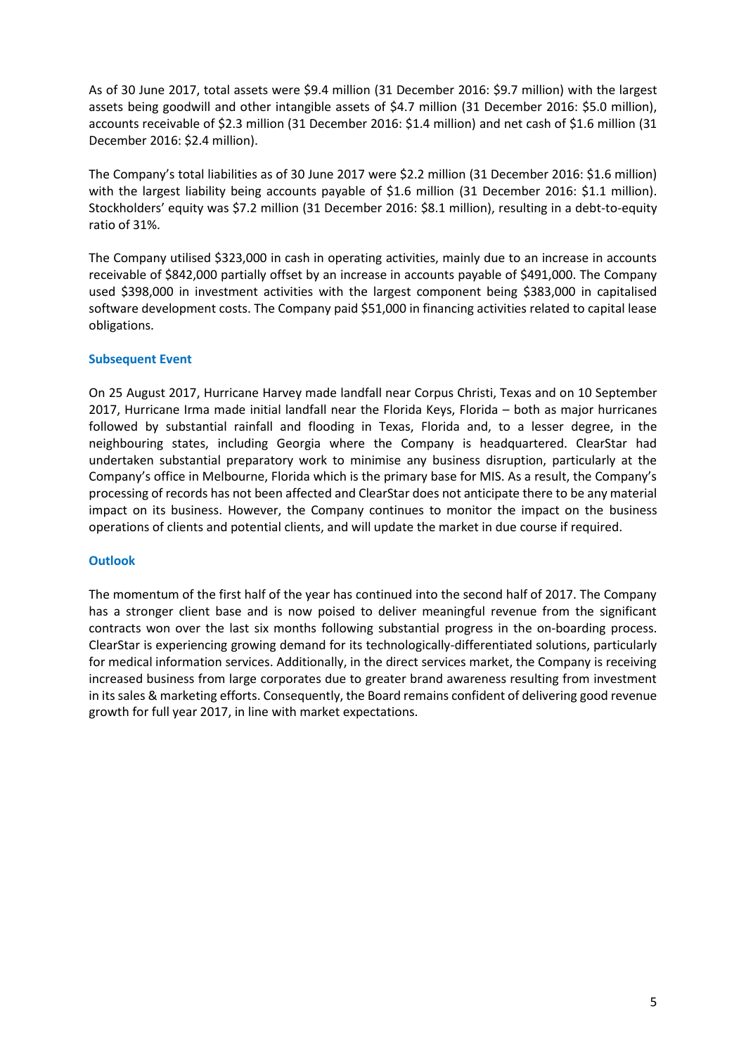As of 30 June 2017, total assets were $9.4 million (31 December 2016: $9.7 million) with the largest assets being goodwill and other intangible assets of $4.7 million (31 December 2016: $5.0 million), accounts receivable of $2.3 million (31 December 2016: $1.4 million) and net cash of $1.6 million (31 December 2016: $2.4 million).

The Company's total liabilities as of 30 June 2017 were $2.2 million (31 December 2016: $1.6 million) with the largest liability being accounts payable of $1.6 million (31 December 2016: $1.1 million). Stockholders' equity was $7.2 million (31 December 2016: $8.1 million), resulting in a debt-to-equity ratio of 31%.

The Company utilised $323,000 in cash in operating activities, mainly due to an increase in accounts receivable of $842,000 partially offset by an increase in accounts payable of $491,000. The Company used $398,000 in investment activities with the largest component being $383,000 in capitalised software development costs. The Company paid $51,000 in financing activities related to capital lease obligations.

## Subsequent Event

On 25 August 2017, Hurricane Harvey made landfall near Corpus Christi, Texas and on 10 September 2017, Hurricane Irma made initial landfall near the Florida Keys, Florida – both as major hurricanes followed by substantial rainfall and flooding in Texas, Florida and, to a lesser degree, in the neighbouring states, including Georgia where the Company is headquartered. ClearStar had undertaken substantial preparatory work to minimise any business disruption, particularly at the Company's office in Melbourne, Florida which is the primary base for MIS. As a result, the Company's processing of records has not been affected and ClearStar does not anticipate there to be any material impact on its business. However, the Company continues to monitor the impact on the business operations of clients and potential clients, and will update the market in due course if required.

## Outlook

The momentum of the first half of the year has continued into the second half of 2017. The Company has a stronger client base and is now poised to deliver meaningful revenue from the significant contracts won over the last six months following substantial progress in the on-boarding process. ClearStar is experiencing growing demand for its technologically-differentiated solutions, particularly for medical information services. Additionally, in the direct services market, the Company is receiving increased business from large corporates due to greater brand awareness resulting from investment in its sales & marketing efforts. Consequently, the Board remains confident of delivering good revenue growth for full year 2017, in line with market expectations.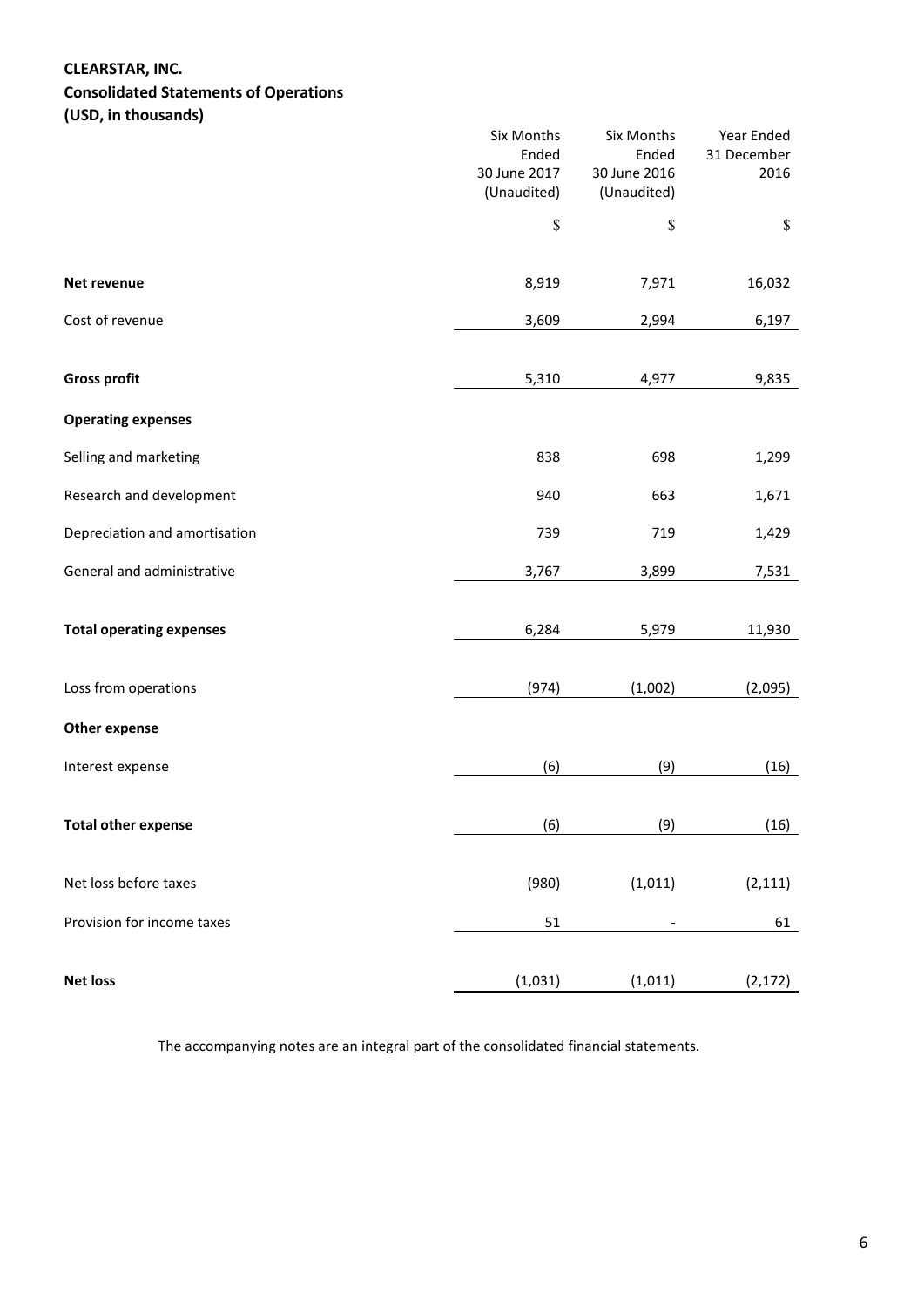**CLEARSTAR, INC.**
**Consolidated Statements of Operations**
**(USD, in thousands)**

| | Six Months Ended 30 June 2017 (Unaudited) | Six Months Ended 30 June 2016 (Unaudited) | Year Ended 31 December 2016 |
|---|---|---|---|
| | $ | $ | $ |
| **Net revenue** | 8,919 | 7,971 | 16,032 |
| Cost of revenue | 3,609 | 2,994 | 6,197 |
| **Gross profit** | 5,310 | 4,977 | 9,835 |
| **Operating expenses** | | | |
| Selling and marketing | 838 | 698 | 1,299 |
| Research and development | 940 | 663 | 1,671 |
| Depreciation and amortisation | 739 | 719 | 1,429 |
| General and administrative | 3,767 | 3,899 | 7,531 |
| **Total operating expenses** | 6,284 | 5,979 | 11,930 |
| Loss from operations | (974) | (1,002) | (2,095) |
| **Other expense** | | | |
| Interest expense | (6) | (9) | (16) |
| **Total other expense** | (6) | (9) | (16) |
| Net loss before taxes | (980) | (1,011) | (2,111) |
| Provision for income taxes | 51 | - | 61 |
| **Net loss** | (1,031) | (1,011) | (2,172) |

The accompanying notes are an integral part of the consolidated financial statements.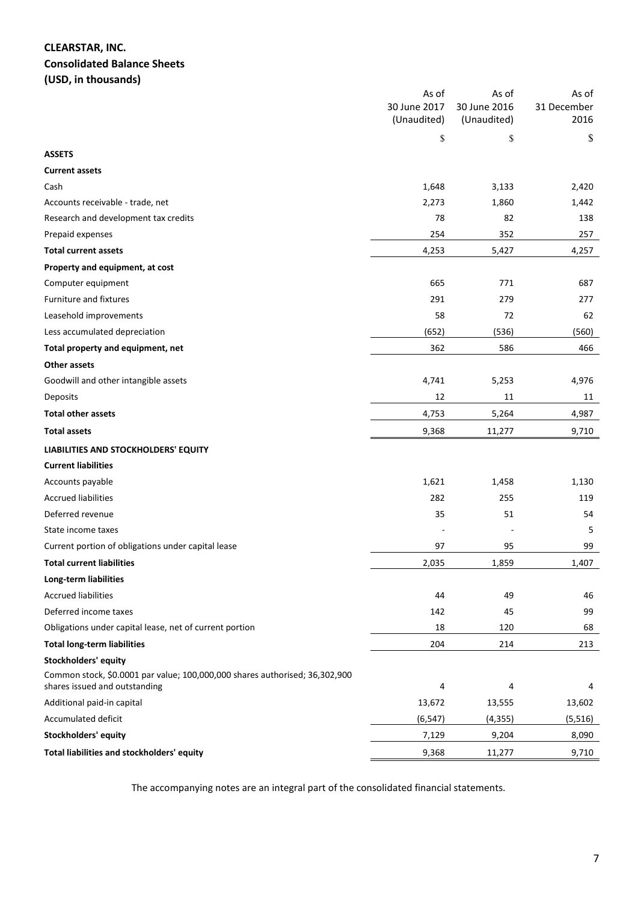# CLEARSTAR, INC.
## Consolidated Balance Sheets
### (USD, in thousands)

| | As of 30 June 2017 (Unaudited) | As of 30 June 2016 (Unaudited) | As of 31 December 2016 |
|---|---|---|---|
| | $ | $ | $ |
| **ASSETS** | | | |
| **Current assets** | | | |
| Cash | 1,648 | 3,133 | 2,420 |
| Accounts receivable - trade, net | 2,273 | 1,860 | 1,442 |
| Research and development tax credits | 78 | 82 | 138 |
| Prepaid expenses | 254 | 352 | 257 |
| **Total current assets** | 4,253 | 5,427 | 4,257 |
| **Property and equipment, at cost** | | | |
| Computer equipment | 665 | 771 | 687 |
| Furniture and fixtures | 291 | 279 | 277 |
| Leasehold improvements | 58 | 72 | 62 |
| Less accumulated depreciation | (652) | (536) | (560) |
| **Total property and equipment, net** | 362 | 586 | 466 |
| **Other assets** | | | |
| Goodwill and other intangible assets | 4,741 | 5,253 | 4,976 |
| Deposits | 12 | 11 | 11 |
| **Total other assets** | 4,753 | 5,264 | 4,987 |
| **Total assets** | 9,368 | 11,277 | 9,710 |
| **LIABILITIES AND STOCKHOLDERS' EQUITY** | | | |
| **Current liabilities** | | | |
| Accounts payable | 1,621 | 1,458 | 1,130 |
| Accrued liabilities | 282 | 255 | 119 |
| Deferred revenue | 35 | 51 | 54 |
| State income taxes | - | - | 5 |
| Current portion of obligations under capital lease | 97 | 95 | 99 |
| **Total current liabilities** | 2,035 | 1,859 | 1,407 |
| **Long-term liabilities** | | | |
| Accrued liabilities | 44 | 49 | 46 |
| Deferred income taxes | 142 | 45 | 99 |
| Obligations under capital lease, net of current portion | 18 | 120 | 68 |
| **Total long-term liabilities** | 204 | 214 | 213 |
| **Stockholders' equity** | | | |
| Common stock, $0.0001 par value; 100,000,000 shares authorised; 36,302,900 shares issued and outstanding | 4 | 4 | 4 |
| Additional paid-in capital | 13,672 | 13,555 | 13,602 |
| Accumulated deficit | (6,547) | (4,355) | (5,516) |
| **Stockholders' equity** | 7,129 | 9,204 | 8,090 |
| **Total liabilities and stockholders' equity** | 9,368 | 11,277 | 9,710 |

The accompanying notes are an integral part of the consolidated financial statements.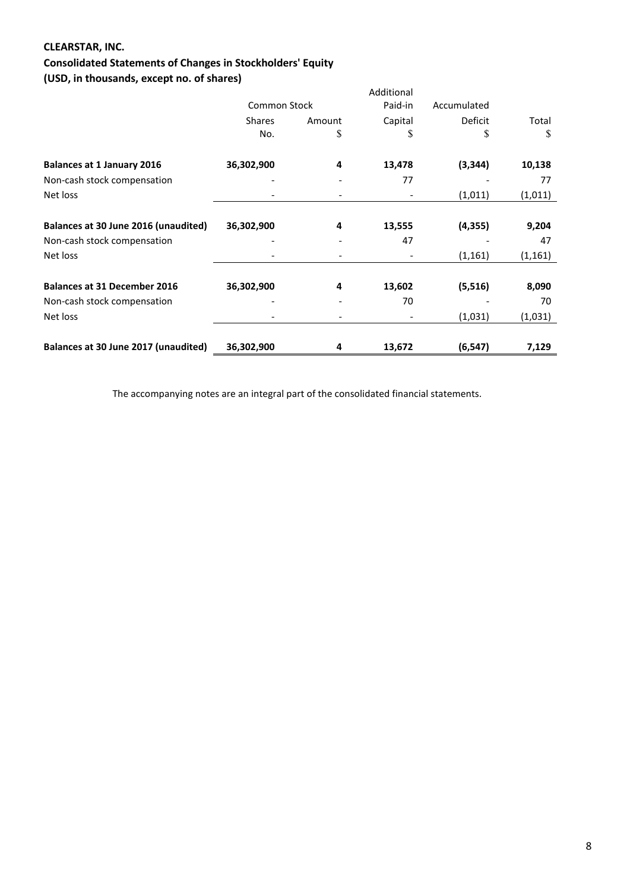**CLEARSTAR, INC.**

**Consolidated Statements of Changes in Stockholders' Equity**

**(USD, in thousands, except no. of shares)**

| | Common Stock | | Additional Paid-in | Accumulated | |
|---|---|---|---|---|---|
| | Shares | Amount | Capital | Deficit | Total |
| | No. | $ | $ | $ | $ |
| **Balances at 1 January 2016** | **36,302,900** | **4** | **13,478** | **(3,344)** | **10,138** |
| Non-cash stock compensation | - | - | 77 | - | 77 |
| Net loss | - | - | - | (1,011) | (1,011) |
| **Balances at 30 June 2016 (unaudited)** | **36,302,900** | **4** | **13,555** | **(4,355)** | **9,204** |
| Non-cash stock compensation | - | - | 47 | - | 47 |
| Net loss | - | - | - | (1,161) | (1,161) |
| **Balances at 31 December 2016** | **36,302,900** | **4** | **13,602** | **(5,516)** | **8,090** |
| Non-cash stock compensation | - | - | 70 | - | 70 |
| Net loss | - | - | - | (1,031) | (1,031) |
| **Balances at 30 June 2017 (unaudited)** | **36,302,900** | **4** | **13,672** | **(6,547)** | **7,129** |

The accompanying notes are an integral part of the consolidated financial statements.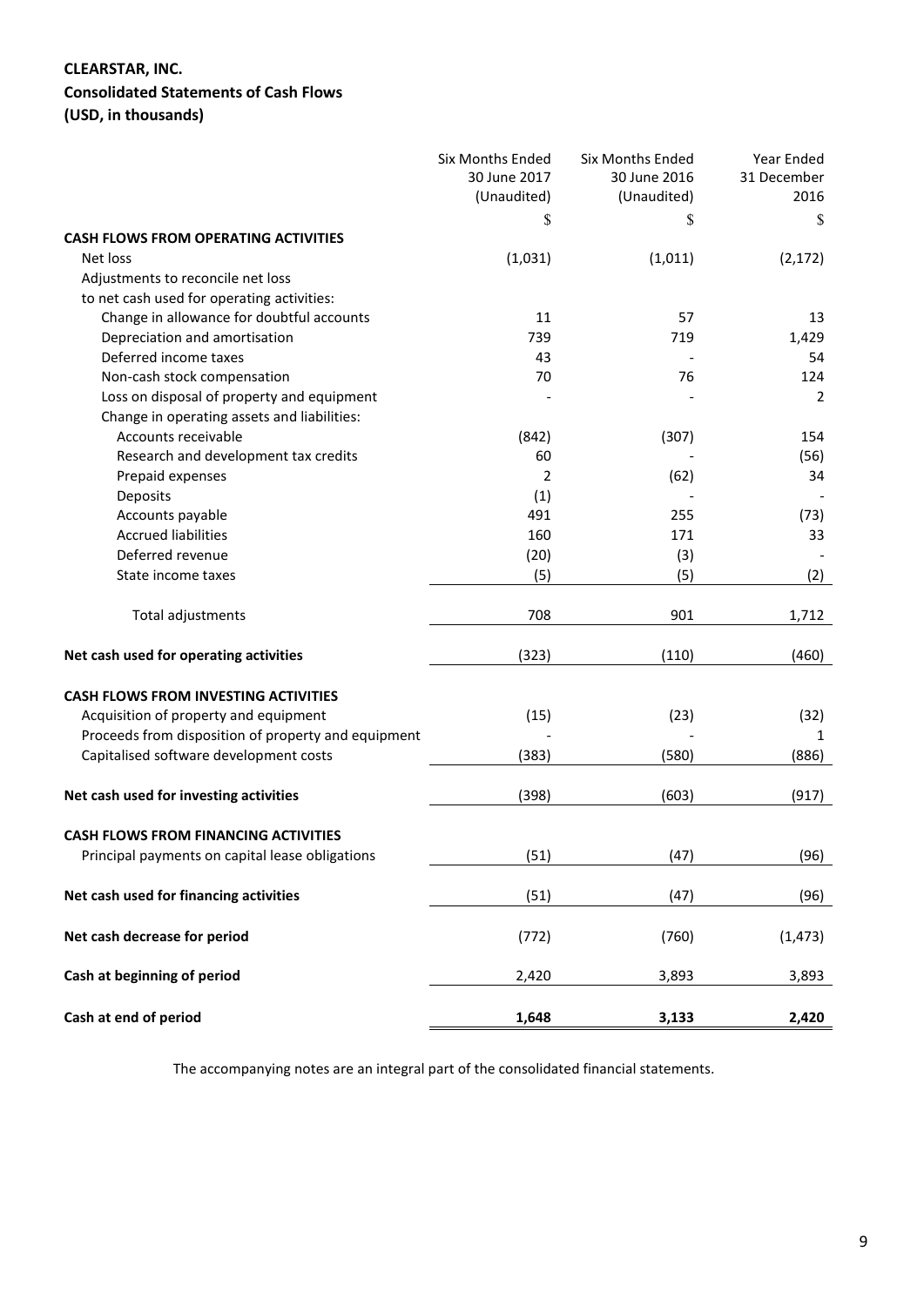**CLEARSTAR, INC.**
**Consolidated Statements of Cash Flows**
**(USD, in thousands)**

| | Six Months Ended 30 June 2017 (Unaudited) | Six Months Ended 30 June 2016 (Unaudited) | Year Ended 31 December 2016 |
|---|---|---|---|
| | $ | $ | $ |
| **CASH FLOWS FROM OPERATING ACTIVITIES** | | | |
| Net loss | (1,031) | (1,011) | (2,172) |
| Adjustments to reconcile net loss | | | |
| to net cash used for operating activities: | | | |
| Change in allowance for doubtful accounts | 11 | 57 | 13 |
| Depreciation and amortisation | 739 | 719 | 1,429 |
| Deferred income taxes | 43 | - | 54 |
| Non-cash stock compensation | 70 | 76 | 124 |
| Loss on disposal of property and equipment | - | - | 2 |
| Change in operating assets and liabilities: | | | |
| Accounts receivable | (842) | (307) | 154 |
| Research and development tax credits | 60 | - | (56) |
| Prepaid expenses | 2 | (62) | 34 |
| Deposits | (1) | - | - |
| Accounts payable | 491 | 255 | (73) |
| Accrued liabilities | 160 | 171 | 33 |
| Deferred revenue | (20) | (3) | - |
| State income taxes | (5) | (5) | (2) |
| Total adjustments | 708 | 901 | 1,712 |
| **Net cash used for operating activities** | (323) | (110) | (460) |
| **CASH FLOWS FROM INVESTING ACTIVITIES** | | | |
| Acquisition of property and equipment | (15) | (23) | (32) |
| Proceeds from disposition of property and equipment | - | - | 1 |
| Capitalised software development costs | (383) | (580) | (886) |
| **Net cash used for investing activities** | (398) | (603) | (917) |
| **CASH FLOWS FROM FINANCING ACTIVITIES** | | | |
| Principal payments on capital lease obligations | (51) | (47) | (96) |
| **Net cash used for financing activities** | (51) | (47) | (96) |
| **Net cash decrease for period** | (772) | (760) | (1,473) |
| **Cash at beginning of period** | 2,420 | 3,893 | 3,893 |
| **Cash at end of period** | **1,648** | **3,133** | **2,420** |

The accompanying notes are an integral part of the consolidated financial statements.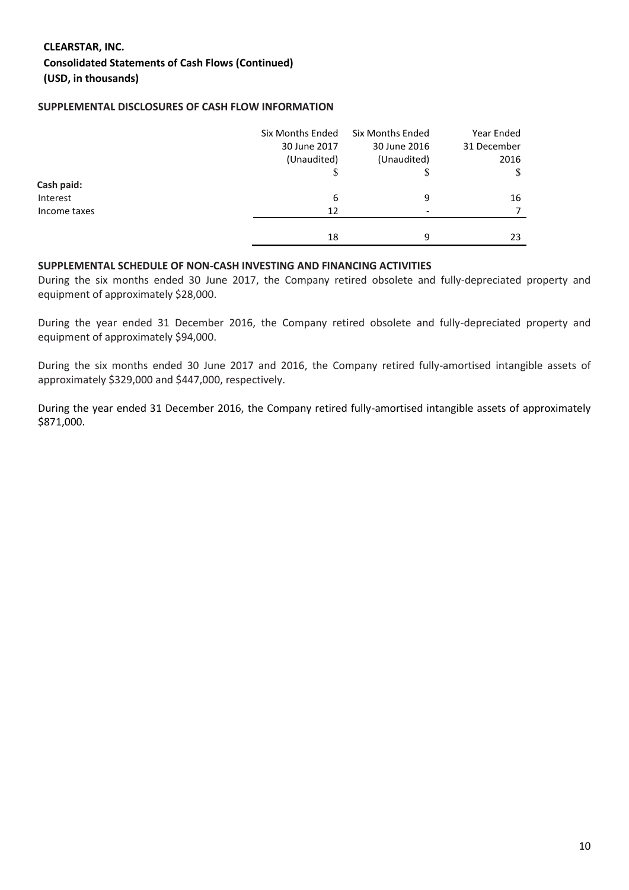**CLEARSTAR, INC.**
**Consolidated Statements of Cash Flows (Continued)**
**(USD, in thousands)**

**SUPPLEMENTAL DISCLOSURES OF CASH FLOW INFORMATION**

| | Six Months Ended 30 June 2017 (Unaudited) | Six Months Ended 30 June 2016 (Unaudited) | Year Ended 31 December 2016 |
|---|---|---|---|
| | $ | $ | $ |
| **Cash paid:** | | | |
| Interest | 6 | 9 | 16 |
| Income taxes | 12 | - | 7 |
| | 18 | 9 | 23 |

**SUPPLEMENTAL SCHEDULE OF NON-CASH INVESTING AND FINANCING ACTIVITIES**

During the six months ended 30 June 2017, the Company retired obsolete and fully-depreciated property and equipment of approximately $28,000.

During the year ended 31 December 2016, the Company retired obsolete and fully-depreciated property and equipment of approximately $94,000.

During the six months ended 30 June 2017 and 2016, the Company retired fully-amortised intangible assets of approximately $329,000 and $447,000, respectively.

During the year ended 31 December 2016, the Company retired fully-amortised intangible assets of approximately $871,000.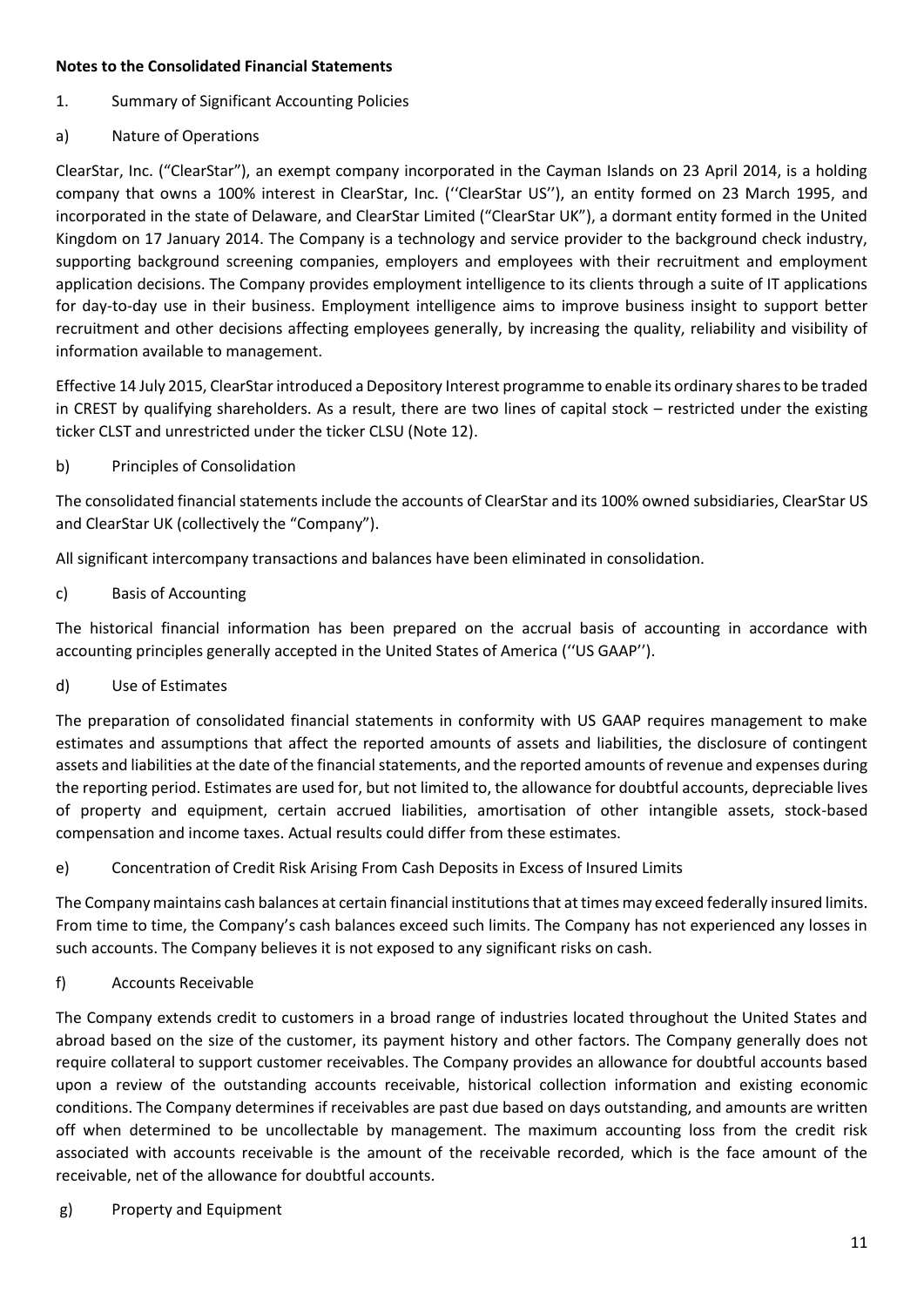**Notes to the Consolidated Financial Statements**

1. Summary of Significant Accounting Policies

a) Nature of Operations

ClearStar, Inc. ("ClearStar"), an exempt company incorporated in the Cayman Islands on 23 April 2014, is a holding company that owns a 100% interest in ClearStar, Inc. (''ClearStar US''), an entity formed on 23 March 1995, and incorporated in the state of Delaware, and ClearStar Limited ("ClearStar UK"), a dormant entity formed in the United Kingdom on 17 January 2014. The Company is a technology and service provider to the background check industry, supporting background screening companies, employers and employees with their recruitment and employment application decisions. The Company provides employment intelligence to its clients through a suite of IT applications for day-to-day use in their business. Employment intelligence aims to improve business insight to support better recruitment and other decisions affecting employees generally, by increasing the quality, reliability and visibility of information available to management.

Effective 14 July 2015, ClearStar introduced a Depository Interest programme to enable its ordinary shares to be traded in CREST by qualifying shareholders. As a result, there are two lines of capital stock – restricted under the existing ticker CLST and unrestricted under the ticker CLSU (Note 12).

b) Principles of Consolidation

The consolidated financial statements include the accounts of ClearStar and its 100% owned subsidiaries, ClearStar US and ClearStar UK (collectively the "Company").

All significant intercompany transactions and balances have been eliminated in consolidation.

c) Basis of Accounting

The historical financial information has been prepared on the accrual basis of accounting in accordance with accounting principles generally accepted in the United States of America (''US GAAP'').

d) Use of Estimates

The preparation of consolidated financial statements in conformity with US GAAP requires management to make estimates and assumptions that affect the reported amounts of assets and liabilities, the disclosure of contingent assets and liabilities at the date of the financial statements, and the reported amounts of revenue and expenses during the reporting period. Estimates are used for, but not limited to, the allowance for doubtful accounts, depreciable lives of property and equipment, certain accrued liabilities, amortisation of other intangible assets, stock-based compensation and income taxes. Actual results could differ from these estimates.

e) Concentration of Credit Risk Arising From Cash Deposits in Excess of Insured Limits

The Company maintains cash balances at certain financial institutions that at times may exceed federally insured limits. From time to time, the Company's cash balances exceed such limits. The Company has not experienced any losses in such accounts. The Company believes it is not exposed to any significant risks on cash.

f) Accounts Receivable

The Company extends credit to customers in a broad range of industries located throughout the United States and abroad based on the size of the customer, its payment history and other factors. The Company generally does not require collateral to support customer receivables. The Company provides an allowance for doubtful accounts based upon a review of the outstanding accounts receivable, historical collection information and existing economic conditions. The Company determines if receivables are past due based on days outstanding, and amounts are written off when determined to be uncollectable by management. The maximum accounting loss from the credit risk associated with accounts receivable is the amount of the receivable recorded, which is the face amount of the receivable, net of the allowance for doubtful accounts.

g) Property and Equipment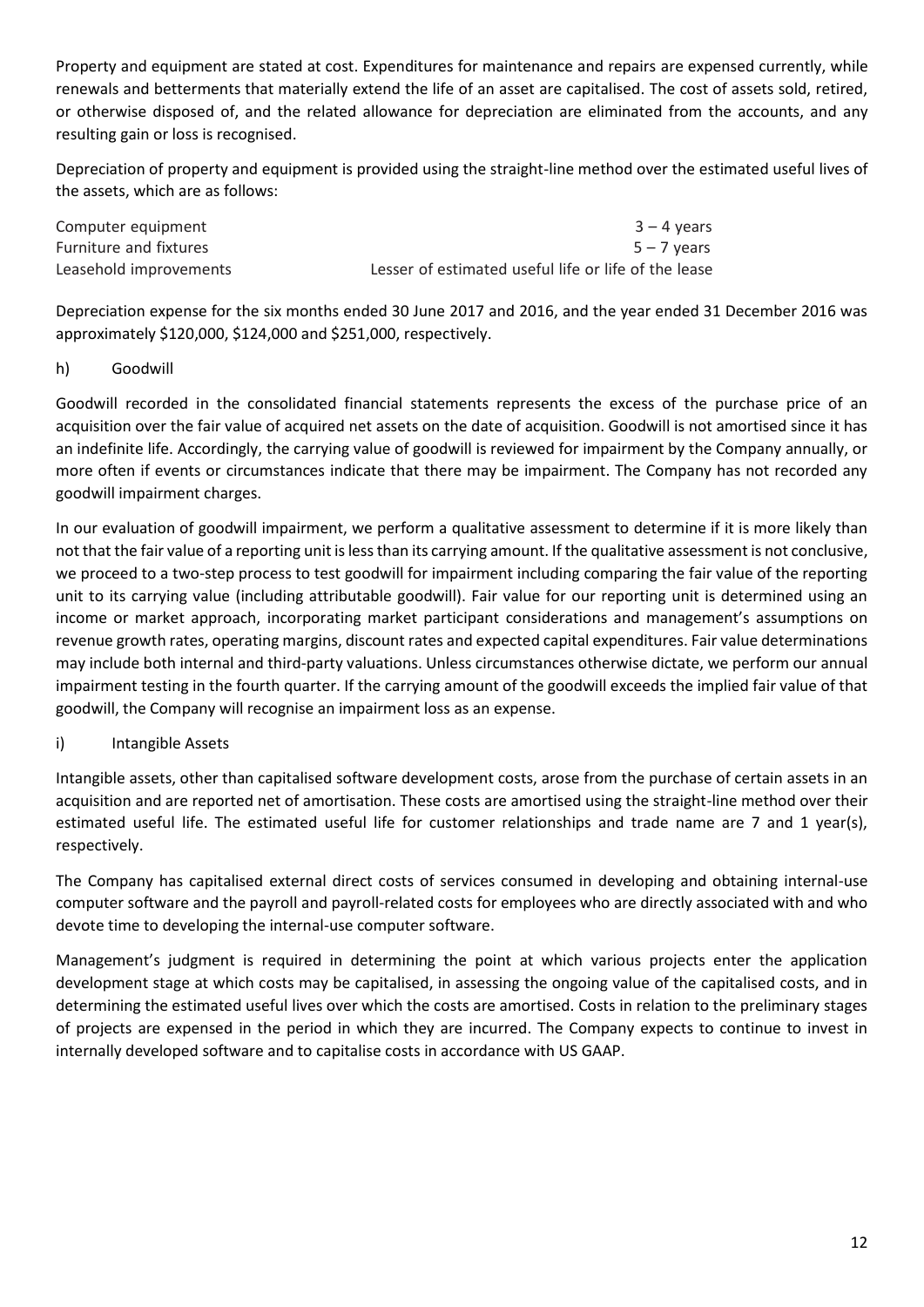Property and equipment are stated at cost. Expenditures for maintenance and repairs are expensed currently, while renewals and betterments that materially extend the life of an asset are capitalised. The cost of assets sold, retired, or otherwise disposed of, and the related allowance for depreciation are eliminated from the accounts, and any resulting gain or loss is recognised.

Depreciation of property and equipment is provided using the straight-line method over the estimated useful lives of the assets, which are as follows:

| | |
|---|---|
| Computer equipment | 3 – 4 years |
| Furniture and fixtures | 5 – 7 years |
| Leasehold improvements | Lesser of estimated useful life or life of the lease |

Depreciation expense for the six months ended 30 June 2017 and 2016, and the year ended 31 December 2016 was approximately $120,000, $124,000 and $251,000, respectively.

### h) Goodwill

Goodwill recorded in the consolidated financial statements represents the excess of the purchase price of an acquisition over the fair value of acquired net assets on the date of acquisition. Goodwill is not amortised since it has an indefinite life. Accordingly, the carrying value of goodwill is reviewed for impairment by the Company annually, or more often if events or circumstances indicate that there may be impairment. The Company has not recorded any goodwill impairment charges.

In our evaluation of goodwill impairment, we perform a qualitative assessment to determine if it is more likely than not that the fair value of a reporting unit is less than its carrying amount. If the qualitative assessment is not conclusive, we proceed to a two-step process to test goodwill for impairment including comparing the fair value of the reporting unit to its carrying value (including attributable goodwill). Fair value for our reporting unit is determined using an income or market approach, incorporating market participant considerations and management's assumptions on revenue growth rates, operating margins, discount rates and expected capital expenditures. Fair value determinations may include both internal and third-party valuations. Unless circumstances otherwise dictate, we perform our annual impairment testing in the fourth quarter. If the carrying amount of the goodwill exceeds the implied fair value of that goodwill, the Company will recognise an impairment loss as an expense.

### i) Intangible Assets

Intangible assets, other than capitalised software development costs, arose from the purchase of certain assets in an acquisition and are reported net of amortisation. These costs are amortised using the straight-line method over their estimated useful life. The estimated useful life for customer relationships and trade name are 7 and 1 year(s), respectively.

The Company has capitalised external direct costs of services consumed in developing and obtaining internal-use computer software and the payroll and payroll-related costs for employees who are directly associated with and who devote time to developing the internal-use computer software.

Management's judgment is required in determining the point at which various projects enter the application development stage at which costs may be capitalised, in assessing the ongoing value of the capitalised costs, and in determining the estimated useful lives over which the costs are amortised. Costs in relation to the preliminary stages of projects are expensed in the period in which they are incurred. The Company expects to continue to invest in internally developed software and to capitalise costs in accordance with US GAAP.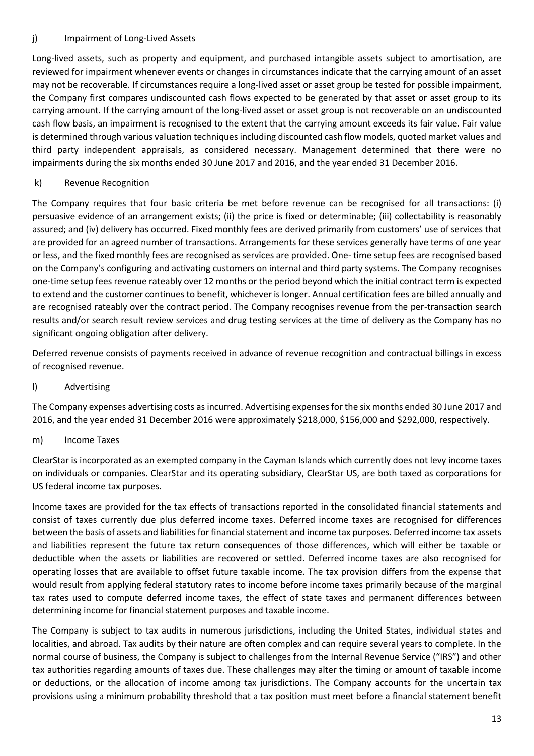### j) Impairment of Long-Lived Assets

Long-lived assets, such as property and equipment, and purchased intangible assets subject to amortisation, are reviewed for impairment whenever events or changes in circumstances indicate that the carrying amount of an asset may not be recoverable. If circumstances require a long-lived asset or asset group be tested for possible impairment, the Company first compares undiscounted cash flows expected to be generated by that asset or asset group to its carrying amount. If the carrying amount of the long-lived asset or asset group is not recoverable on an undiscounted cash flow basis, an impairment is recognised to the extent that the carrying amount exceeds its fair value. Fair value is determined through various valuation techniques including discounted cash flow models, quoted market values and third party independent appraisals, as considered necessary. Management determined that there were no impairments during the six months ended 30 June 2017 and 2016, and the year ended 31 December 2016.

### k) Revenue Recognition

The Company requires that four basic criteria be met before revenue can be recognised for all transactions: (i) persuasive evidence of an arrangement exists; (ii) the price is fixed or determinable; (iii) collectability is reasonably assured; and (iv) delivery has occurred. Fixed monthly fees are derived primarily from customers' use of services that are provided for an agreed number of transactions. Arrangements for these services generally have terms of one year or less, and the fixed monthly fees are recognised as services are provided. One- time setup fees are recognised based on the Company's configuring and activating customers on internal and third party systems. The Company recognises one-time setup fees revenue rateably over 12 months or the period beyond which the initial contract term is expected to extend and the customer continues to benefit, whichever is longer. Annual certification fees are billed annually and are recognised rateably over the contract period. The Company recognises revenue from the per-transaction search results and/or search result review services and drug testing services at the time of delivery as the Company has no significant ongoing obligation after delivery.

Deferred revenue consists of payments received in advance of revenue recognition and contractual billings in excess of recognised revenue.

### l) Advertising

The Company expenses advertising costs as incurred. Advertising expenses for the six months ended 30 June 2017 and 2016, and the year ended 31 December 2016 were approximately $218,000, $156,000 and $292,000, respectively.

### m) Income Taxes

ClearStar is incorporated as an exempted company in the Cayman Islands which currently does not levy income taxes on individuals or companies. ClearStar and its operating subsidiary, ClearStar US, are both taxed as corporations for US federal income tax purposes.

Income taxes are provided for the tax effects of transactions reported in the consolidated financial statements and consist of taxes currently due plus deferred income taxes. Deferred income taxes are recognised for differences between the basis of assets and liabilities for financial statement and income tax purposes. Deferred income tax assets and liabilities represent the future tax return consequences of those differences, which will either be taxable or deductible when the assets or liabilities are recovered or settled. Deferred income taxes are also recognised for operating losses that are available to offset future taxable income. The tax provision differs from the expense that would result from applying federal statutory rates to income before income taxes primarily because of the marginal tax rates used to compute deferred income taxes, the effect of state taxes and permanent differences between determining income for financial statement purposes and taxable income.

The Company is subject to tax audits in numerous jurisdictions, including the United States, individual states and localities, and abroad. Tax audits by their nature are often complex and can require several years to complete. In the normal course of business, the Company is subject to challenges from the Internal Revenue Service ("IRS") and other tax authorities regarding amounts of taxes due. These challenges may alter the timing or amount of taxable income or deductions, or the allocation of income among tax jurisdictions. The Company accounts for the uncertain tax provisions using a minimum probability threshold that a tax position must meet before a financial statement benefit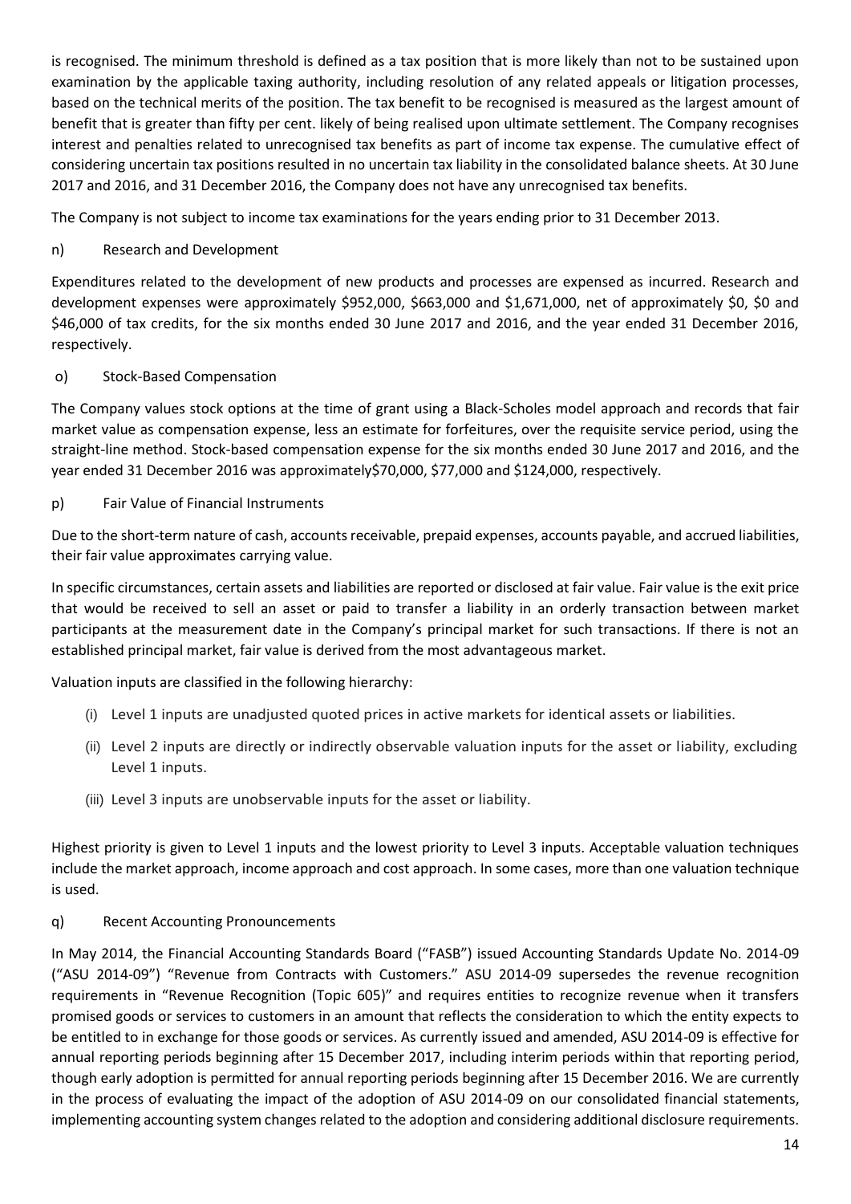is recognised. The minimum threshold is defined as a tax position that is more likely than not to be sustained upon examination by the applicable taxing authority, including resolution of any related appeals or litigation processes, based on the technical merits of the position. The tax benefit to be recognised is measured as the largest amount of benefit that is greater than fifty per cent. likely of being realised upon ultimate settlement. The Company recognises interest and penalties related to unrecognised tax benefits as part of income tax expense. The cumulative effect of considering uncertain tax positions resulted in no uncertain tax liability in the consolidated balance sheets. At 30 June 2017 and 2016, and 31 December 2016, the Company does not have any unrecognised tax benefits.

The Company is not subject to income tax examinations for the years ending prior to 31 December 2013.

n) Research and Development

Expenditures related to the development of new products and processes are expensed as incurred. Research and development expenses were approximately $952,000, $663,000 and $1,671,000, net of approximately $0, $0 and $46,000 of tax credits, for the six months ended 30 June 2017 and 2016, and the year ended 31 December 2016, respectively.

o) Stock-Based Compensation

The Company values stock options at the time of grant using a Black-Scholes model approach and records that fair market value as compensation expense, less an estimate for forfeitures, over the requisite service period, using the straight-line method. Stock-based compensation expense for the six months ended 30 June 2017 and 2016, and the year ended 31 December 2016 was approximately$70,000, $77,000 and $124,000, respectively.

p) Fair Value of Financial Instruments

Due to the short-term nature of cash, accounts receivable, prepaid expenses, accounts payable, and accrued liabilities, their fair value approximates carrying value.

In specific circumstances, certain assets and liabilities are reported or disclosed at fair value. Fair value is the exit price that would be received to sell an asset or paid to transfer a liability in an orderly transaction between market participants at the measurement date in the Company's principal market for such transactions. If there is not an established principal market, fair value is derived from the most advantageous market.

Valuation inputs are classified in the following hierarchy:

(i) Level 1 inputs are unadjusted quoted prices in active markets for identical assets or liabilities.

(ii) Level 2 inputs are directly or indirectly observable valuation inputs for the asset or liability, excluding Level 1 inputs.

(iii) Level 3 inputs are unobservable inputs for the asset or liability.

Highest priority is given to Level 1 inputs and the lowest priority to Level 3 inputs. Acceptable valuation techniques include the market approach, income approach and cost approach. In some cases, more than one valuation technique is used.

q) Recent Accounting Pronouncements

In May 2014, the Financial Accounting Standards Board ("FASB") issued Accounting Standards Update No. 2014-09 ("ASU 2014-09") "Revenue from Contracts with Customers." ASU 2014-09 supersedes the revenue recognition requirements in "Revenue Recognition (Topic 605)" and requires entities to recognize revenue when it transfers promised goods or services to customers in an amount that reflects the consideration to which the entity expects to be entitled to in exchange for those goods or services. As currently issued and amended, ASU 2014-09 is effective for annual reporting periods beginning after 15 December 2017, including interim periods within that reporting period, though early adoption is permitted for annual reporting periods beginning after 15 December 2016. We are currently in the process of evaluating the impact of the adoption of ASU 2014-09 on our consolidated financial statements, implementing accounting system changes related to the adoption and considering additional disclosure requirements.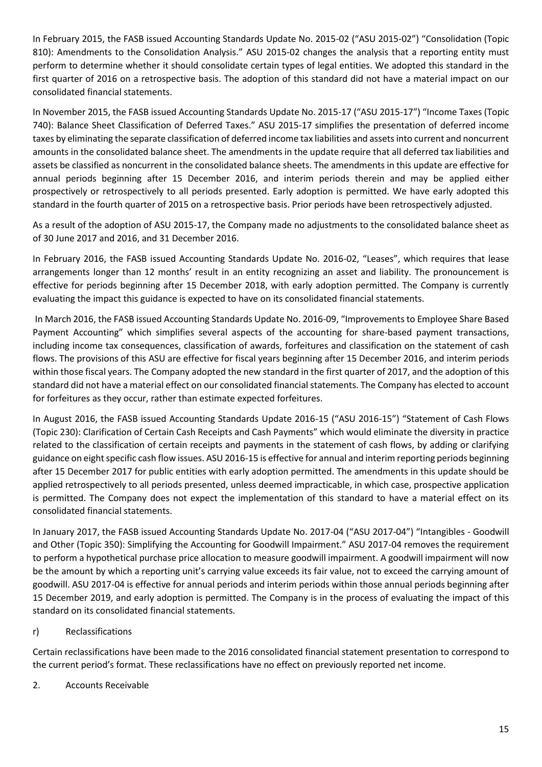In February 2015, the FASB issued Accounting Standards Update No. 2015-02 ("ASU 2015-02") "Consolidation (Topic 810): Amendments to the Consolidation Analysis." ASU 2015-02 changes the analysis that a reporting entity must perform to determine whether it should consolidate certain types of legal entities. We adopted this standard in the first quarter of 2016 on a retrospective basis. The adoption of this standard did not have a material impact on our consolidated financial statements.

In November 2015, the FASB issued Accounting Standards Update No. 2015-17 ("ASU 2015-17") "Income Taxes (Topic 740): Balance Sheet Classification of Deferred Taxes." ASU 2015-17 simplifies the presentation of deferred income taxes by eliminating the separate classification of deferred income tax liabilities and assets into current and noncurrent amounts in the consolidated balance sheet. The amendments in the update require that all deferred tax liabilities and assets be classified as noncurrent in the consolidated balance sheets. The amendments in this update are effective for annual periods beginning after 15 December 2016, and interim periods therein and may be applied either prospectively or retrospectively to all periods presented. Early adoption is permitted. We have early adopted this standard in the fourth quarter of 2015 on a retrospective basis. Prior periods have been retrospectively adjusted.

As a result of the adoption of ASU 2015-17, the Company made no adjustments to the consolidated balance sheet as of 30 June 2017 and 2016, and 31 December 2016.

In February 2016, the FASB issued Accounting Standards Update No. 2016-02, "Leases", which requires that lease arrangements longer than 12 months' result in an entity recognizing an asset and liability. The pronouncement is effective for periods beginning after 15 December 2018, with early adoption permitted. The Company is currently evaluating the impact this guidance is expected to have on its consolidated financial statements.

In March 2016, the FASB issued Accounting Standards Update No. 2016-09, "Improvements to Employee Share Based Payment Accounting" which simplifies several aspects of the accounting for share-based payment transactions, including income tax consequences, classification of awards, forfeitures and classification on the statement of cash flows. The provisions of this ASU are effective for fiscal years beginning after 15 December 2016, and interim periods within those fiscal years. The Company adopted the new standard in the first quarter of 2017, and the adoption of this standard did not have a material effect on our consolidated financial statements. The Company has elected to account for forfeitures as they occur, rather than estimate expected forfeitures.

In August 2016, the FASB issued Accounting Standards Update 2016-15 ("ASU 2016-15") "Statement of Cash Flows (Topic 230): Clarification of Certain Cash Receipts and Cash Payments" which would eliminate the diversity in practice related to the classification of certain receipts and payments in the statement of cash flows, by adding or clarifying guidance on eight specific cash flow issues. ASU 2016-15 is effective for annual and interim reporting periods beginning after 15 December 2017 for public entities with early adoption permitted. The amendments in this update should be applied retrospectively to all periods presented, unless deemed impracticable, in which case, prospective application is permitted. The Company does not expect the implementation of this standard to have a material effect on its consolidated financial statements.

In January 2017, the FASB issued Accounting Standards Update No. 2017-04 ("ASU 2017-04") "Intangibles - Goodwill and Other (Topic 350): Simplifying the Accounting for Goodwill Impairment." ASU 2017-04 removes the requirement to perform a hypothetical purchase price allocation to measure goodwill impairment. A goodwill impairment will now be the amount by which a reporting unit's carrying value exceeds its fair value, not to exceed the carrying amount of goodwill. ASU 2017-04 is effective for annual periods and interim periods within those annual periods beginning after 15 December 2019, and early adoption is permitted. The Company is in the process of evaluating the impact of this standard on its consolidated financial statements.

r) Reclassifications

Certain reclassifications have been made to the 2016 consolidated financial statement presentation to correspond to the current period's format. These reclassifications have no effect on previously reported net income.

2. Accounts Receivable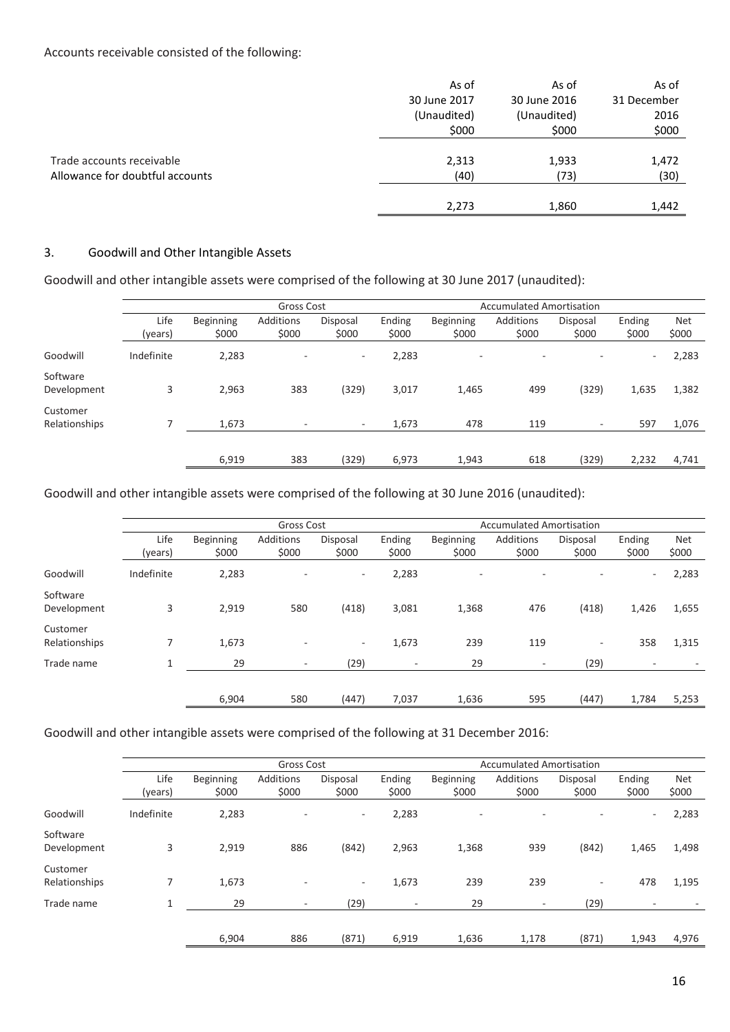Accounts receivable consisted of the following:

| | As of 30 June 2017 (Unaudited) $000 | As of 30 June 2016 (Unaudited) $000 | As of 31 December 2016 $000 |
|---|---|---|---|
| Trade accounts receivable | 2,313 | 1,933 | 1,472 |
| Allowance for doubtful accounts | (40) | (73) | (30) |
| | 2,273 | 1,860 | 1,442 |

## 3. Goodwill and Other Intangible Assets

Goodwill and other intangible assets were comprised of the following at 30 June 2017 (unaudited):

| | | Gross Cost | | | | Accumulated Amortisation | | | | |
|---|---|---|---|---|---|---|---|---|---|---|
| | Life (years) | Beginning $000 | Additions $000 | Disposal $000 | Ending $000 | Beginning $000 | Additions $000 | Disposal $000 | Ending $000 | Net $000 |
| Goodwill | Indefinite | 2,283 | - | - | 2,283 | - | - | - | - | 2,283 |
| Software Development | 3 | 2,963 | 383 | (329) | 3,017 | 1,465 | 499 | (329) | 1,635 | 1,382 |
| Customer Relationships | 7 | 1,673 | - | - | 1,673 | 478 | 119 | - | 597 | 1,076 |
| | | 6,919 | 383 | (329) | 6,973 | 1,943 | 618 | (329) | 2,232 | 4,741 |

Goodwill and other intangible assets were comprised of the following at 30 June 2016 (unaudited):

| | | Gross Cost | | | | Accumulated Amortisation | | | | |
|---|---|---|---|---|---|---|---|---|---|---|
| | Life (years) | Beginning $000 | Additions $000 | Disposal $000 | Ending $000 | Beginning $000 | Additions $000 | Disposal $000 | Ending $000 | Net $000 |
| Goodwill | Indefinite | 2,283 | - | - | 2,283 | - | - | - | - | 2,283 |
| Software Development | 3 | 2,919 | 580 | (418) | 3,081 | 1,368 | 476 | (418) | 1,426 | 1,655 |
| Customer Relationships | 7 | 1,673 | - | - | 1,673 | 239 | 119 | - | 358 | 1,315 |
| Trade name | 1 | 29 | - | (29) | - | 29 | - | (29) | - | - |
| | | 6,904 | 580 | (447) | 7,037 | 1,636 | 595 | (447) | 1,784 | 5,253 |

Goodwill and other intangible assets were comprised of the following at 31 December 2016:

| | | Gross Cost | | | | Accumulated Amortisation | | | | |
|---|---|---|---|---|---|---|---|---|---|---|
| | Life (years) | Beginning $000 | Additions $000 | Disposal $000 | Ending $000 | Beginning $000 | Additions $000 | Disposal $000 | Ending $000 | Net $000 |
| Goodwill | Indefinite | 2,283 | - | - | 2,283 | - | - | - | - | 2,283 |
| Software Development | 3 | 2,919 | 886 | (842) | 2,963 | 1,368 | 939 | (842) | 1,465 | 1,498 |
| Customer Relationships | 7 | 1,673 | - | - | 1,673 | 239 | 239 | - | 478 | 1,195 |
| Trade name | 1 | 29 | - | (29) | - | 29 | - | (29) | - | - |
| | | 6,904 | 886 | (871) | 6,919 | 1,636 | 1,178 | (871) | 1,943 | 4,976 |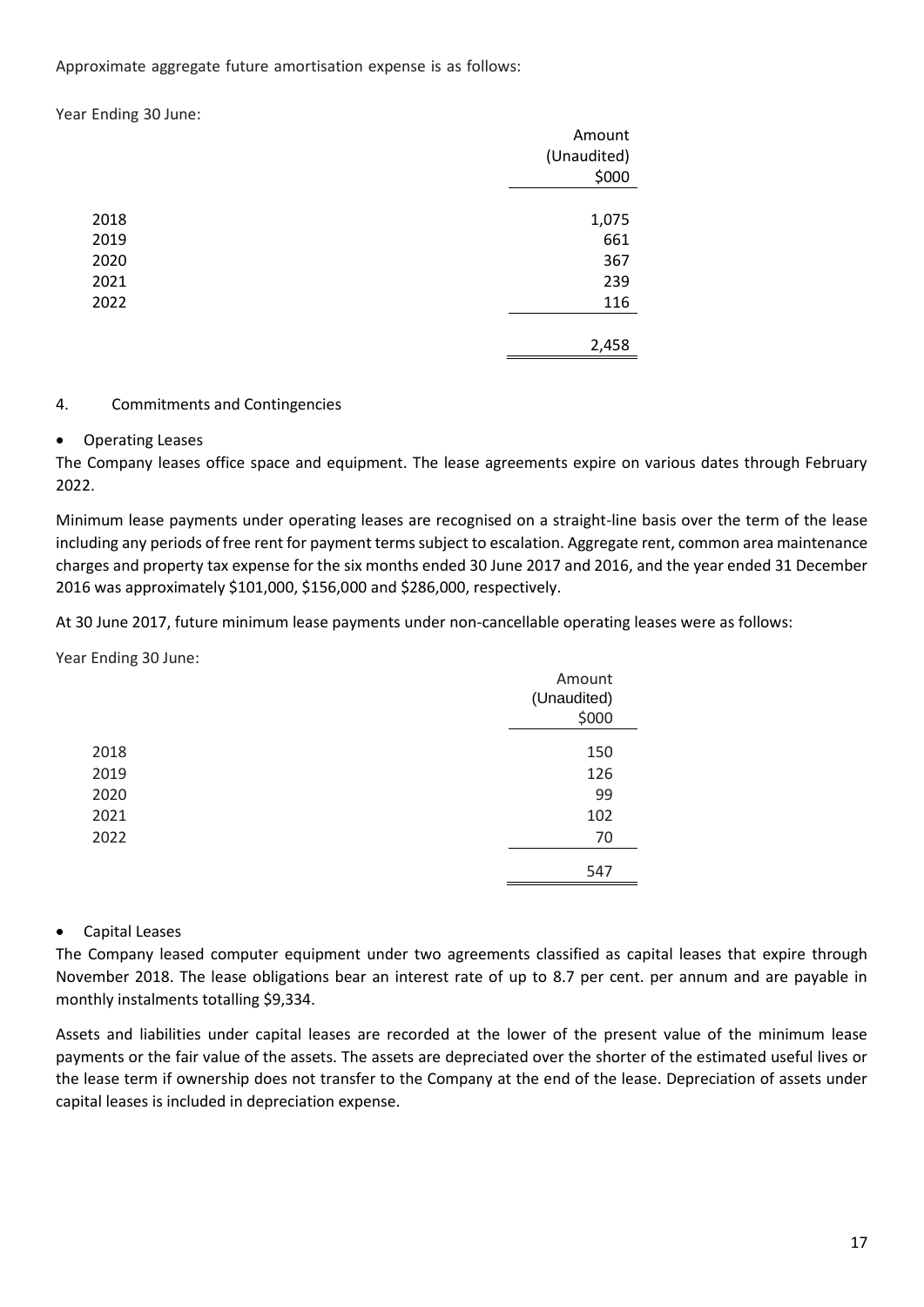Approximate aggregate future amortisation expense is as follows:

Year Ending 30 June:

| | Amount (Unaudited) $000 |
|---|---|
| 2018 | 1,075 |
| 2019 | 661 |
| 2020 | 367 |
| 2021 | 239 |
| 2022 | 116 |
| | 2,458 |

4. Commitments and Contingencies

- Operating Leases

The Company leases office space and equipment. The lease agreements expire on various dates through February 2022.

Minimum lease payments under operating leases are recognised on a straight-line basis over the term of the lease including any periods of free rent for payment terms subject to escalation. Aggregate rent, common area maintenance charges and property tax expense for the six months ended 30 June 2017 and 2016, and the year ended 31 December 2016 was approximately $101,000, $156,000 and $286,000, respectively.

At 30 June 2017, future minimum lease payments under non-cancellable operating leases were as follows:

Year Ending 30 June:

| | Amount (Unaudited) $000 |
|---|---|
| 2018 | 150 |
| 2019 | 126 |
| 2020 | 99 |
| 2021 | 102 |
| 2022 | 70 |
| | 547 |

- Capital Leases

The Company leased computer equipment under two agreements classified as capital leases that expire through November 2018. The lease obligations bear an interest rate of up to 8.7 per cent. per annum and are payable in monthly instalments totalling $9,334.

Assets and liabilities under capital leases are recorded at the lower of the present value of the minimum lease payments or the fair value of the assets. The assets are depreciated over the shorter of the estimated useful lives or the lease term if ownership does not transfer to the Company at the end of the lease. Depreciation of assets under capital leases is included in depreciation expense.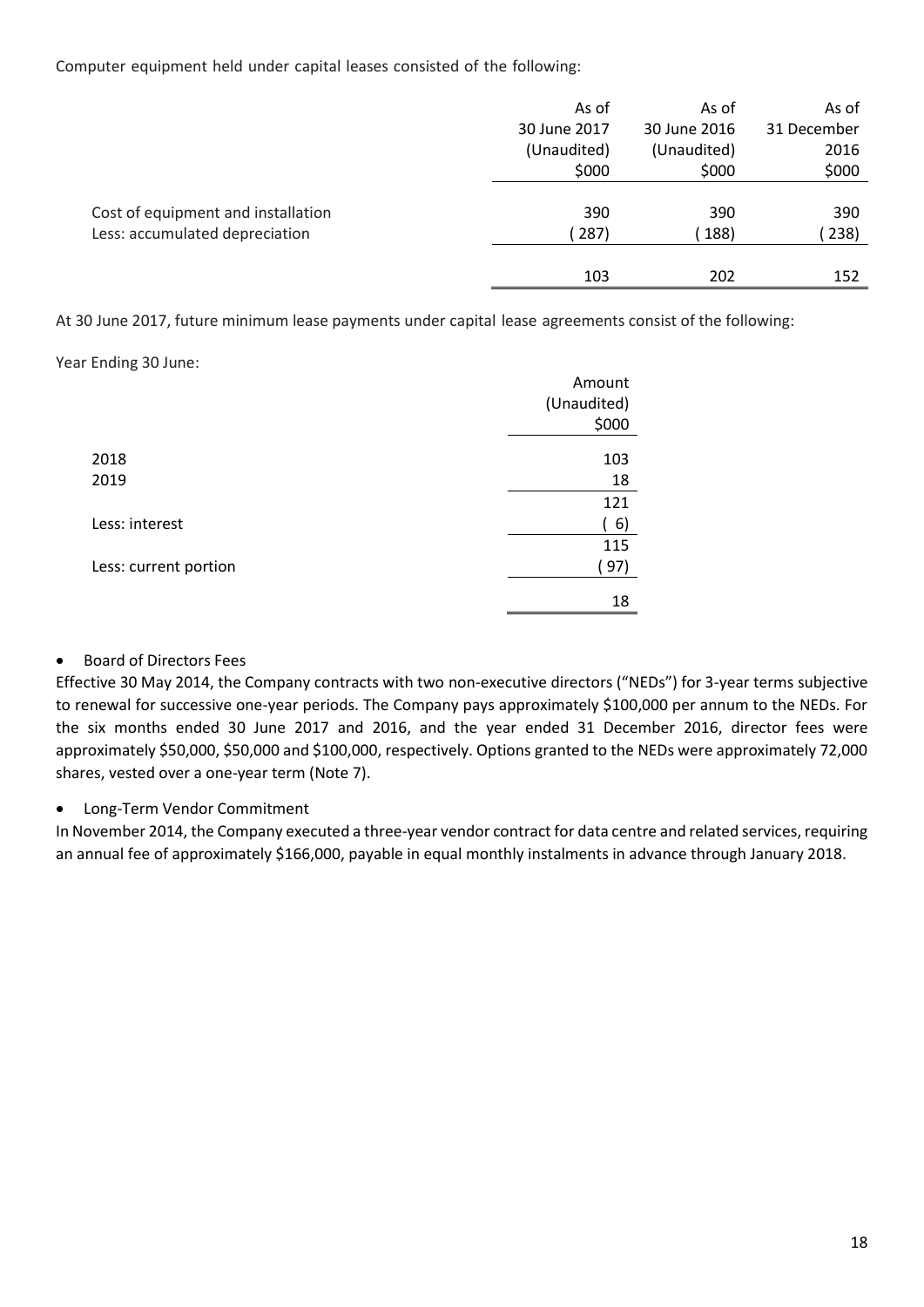Computer equipment held under capital leases consisted of the following:

| | As of 30 June 2017 (Unaudited) $000 | As of 30 June 2016 (Unaudited) $000 | As of 31 December 2016 $000 |
|---|---|---|---|
| Cost of equipment and installation | 390 | 390 | 390 |
| Less: accumulated depreciation | ( 287) | ( 188) | ( 238) |
| | 103 | 202 | 152 |

At 30 June 2017, future minimum lease payments under capital lease agreements consist of the following:

Year Ending 30 June:

| | Amount (Unaudited) $000 |
|---|---|
| 2018 | 103 |
| 2019 | 18 |
| | 121 |
| Less: interest | ( 6) |
| | 115 |
| Less: current portion | ( 97) |
| | 18 |

- Board of Directors Fees

Effective 30 May 2014, the Company contracts with two non-executive directors ("NEDs") for 3-year terms subjective to renewal for successive one-year periods. The Company pays approximately $100,000 per annum to the NEDs. For the six months ended 30 June 2017 and 2016, and the year ended 31 December 2016, director fees were approximately $50,000, $50,000 and $100,000, respectively. Options granted to the NEDs were approximately 72,000 shares, vested over a one-year term (Note 7).

- Long-Term Vendor Commitment

In November 2014, the Company executed a three-year vendor contract for data centre and related services, requiring an annual fee of approximately $166,000, payable in equal monthly instalments in advance through January 2018.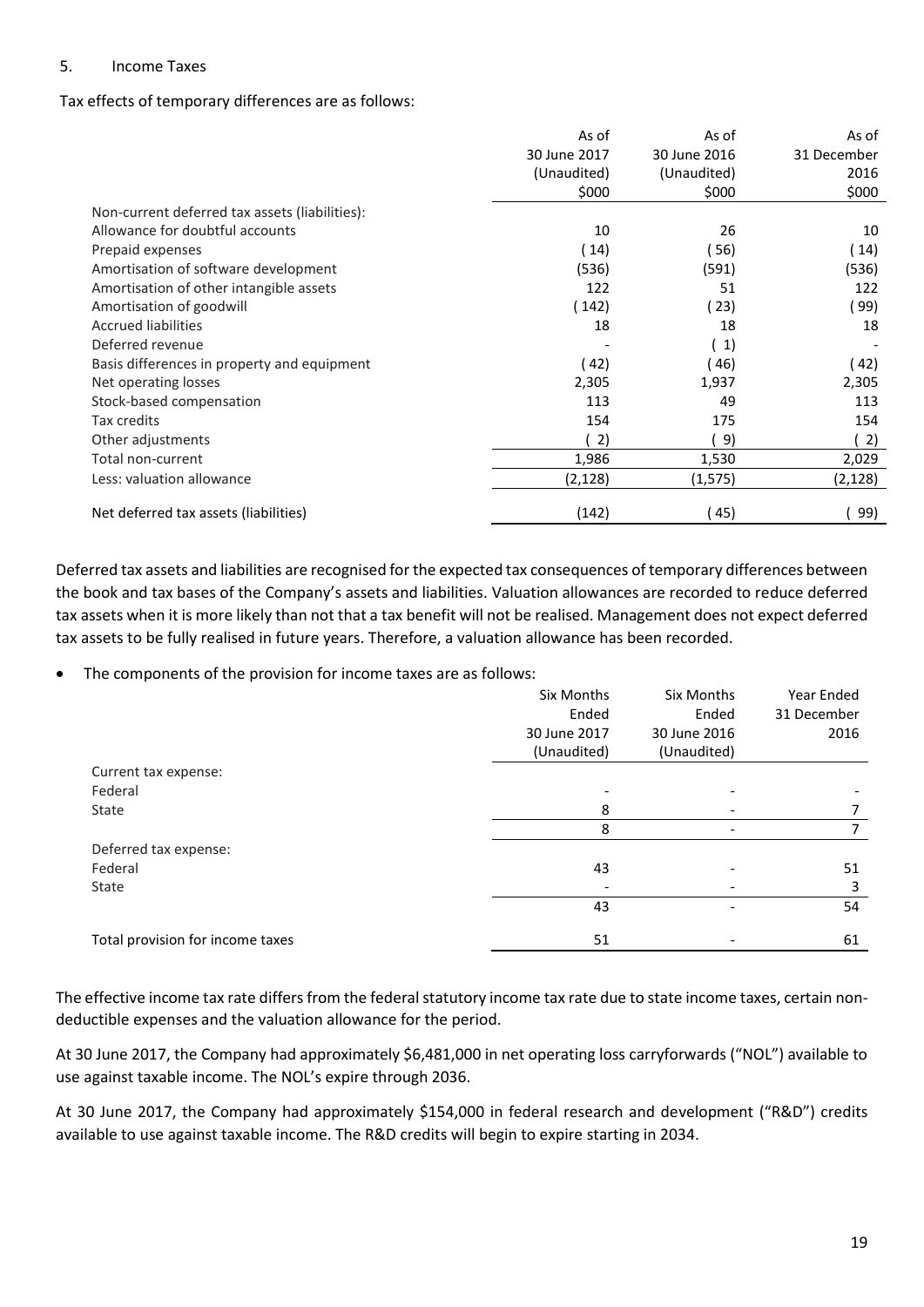5. Income Taxes

Tax effects of temporary differences are as follows:

| | As of 30 June 2017 (Unaudited) $000 | As of 30 June 2016 (Unaudited) $000 | As of 31 December 2016 $000 |
|---|---|---|---|
| Non-current deferred tax assets (liabilities): | | | |
| Allowance for doubtful accounts | 10 | 26 | 10 |
| Prepaid expenses | ( 14) | ( 56) | ( 14) |
| Amortisation of software development | (536) | (591) | (536) |
| Amortisation of other intangible assets | 122 | 51 | 122 |
| Amortisation of goodwill | ( 142) | ( 23) | ( 99) |
| Accrued liabilities | 18 | 18 | 18 |
| Deferred revenue | - | ( 1) | - |
| Basis differences in property and equipment | ( 42) | ( 46) | ( 42) |
| Net operating losses | 2,305 | 1,937 | 2,305 |
| Stock-based compensation | 113 | 49 | 113 |
| Tax credits | 154 | 175 | 154 |
| Other adjustments | ( 2) | ( 9) | ( 2) |
| Total non-current | 1,986 | 1,530 | 2,029 |
| Less: valuation allowance | (2,128) | (1,575) | (2,128) |
| Net deferred tax assets (liabilities) | (142) | ( 45) | ( 99) |

Deferred tax assets and liabilities are recognised for the expected tax consequences of temporary differences between the book and tax bases of the Company's assets and liabilities. Valuation allowances are recorded to reduce deferred tax assets when it is more likely than not that a tax benefit will not be realised. Management does not expect deferred tax assets to be fully realised in future years. Therefore, a valuation allowance has been recorded.

- The components of the provision for income taxes are as follows:

| | Six Months Ended 30 June 2017 (Unaudited) | Six Months Ended 30 June 2016 (Unaudited) | Year Ended 31 December 2016 |
|---|---|---|---|
| Current tax expense: | | | |
| Federal | - | - | - |
| State | 8 | - | 7 |
| | 8 | - | 7 |
| Deferred tax expense: | | | |
| Federal | 43 | - | 51 |
| State | - | - | 3 |
| | 43 | - | 54 |
| Total provision for income taxes | 51 | - | 61 |

The effective income tax rate differs from the federal statutory income tax rate due to state income taxes, certain non-deductible expenses and the valuation allowance for the period.

At 30 June 2017, the Company had approximately $6,481,000 in net operating loss carryforwards ("NOL") available to use against taxable income. The NOL's expire through 2036.

At 30 June 2017, the Company had approximately $154,000 in federal research and development ("R&D") credits available to use against taxable income. The R&D credits will begin to expire starting in 2034.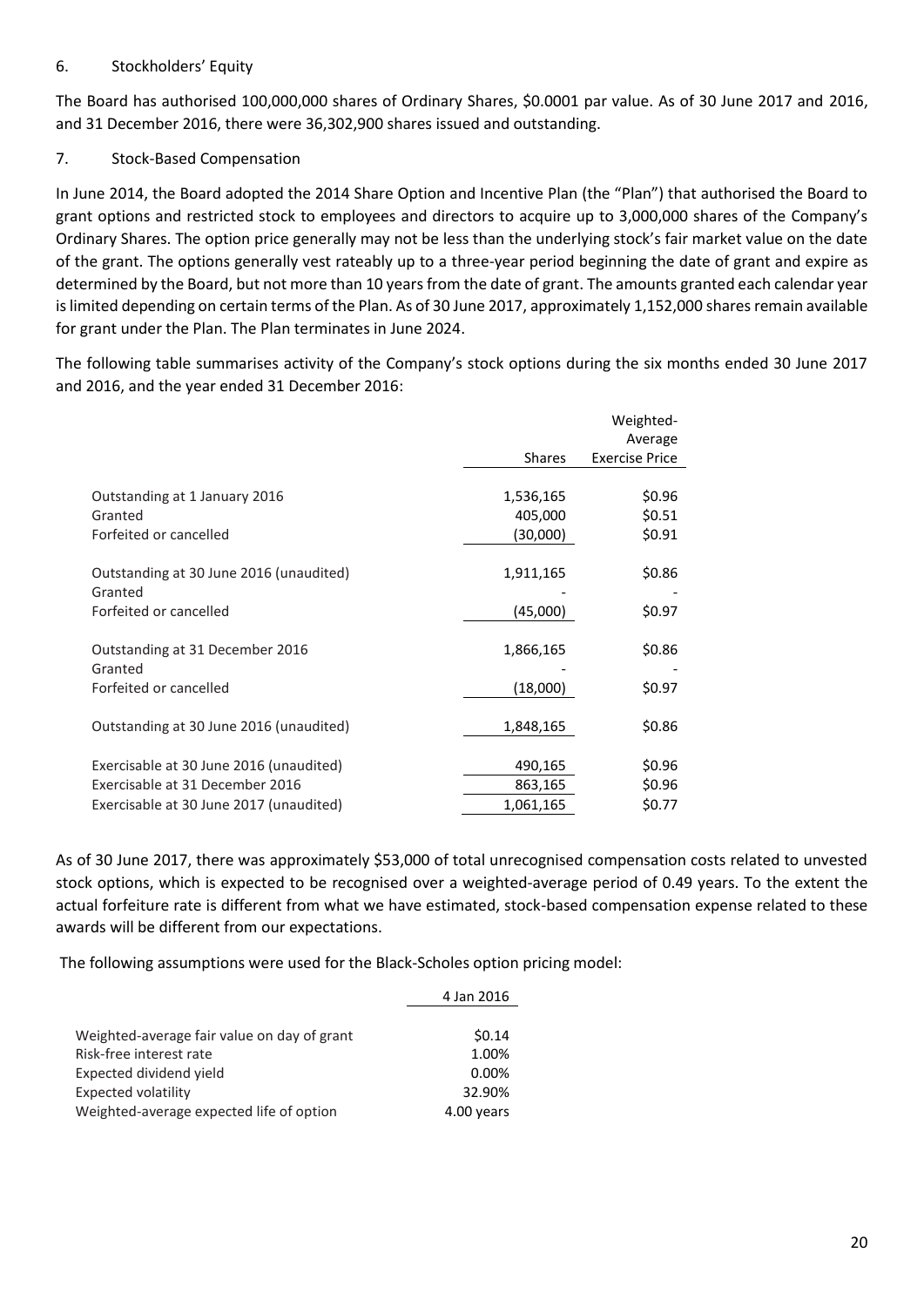## 6. Stockholders' Equity

The Board has authorised 100,000,000 shares of Ordinary Shares, $0.0001 par value. As of 30 June 2017 and 2016, and 31 December 2016, there were 36,302,900 shares issued and outstanding.

## 7. Stock-Based Compensation

In June 2014, the Board adopted the 2014 Share Option and Incentive Plan (the "Plan") that authorised the Board to grant options and restricted stock to employees and directors to acquire up to 3,000,000 shares of the Company's Ordinary Shares. The option price generally may not be less than the underlying stock's fair market value on the date of the grant. The options generally vest rateably up to a three-year period beginning the date of grant and expire as determined by the Board, but not more than 10 years from the date of grant. The amounts granted each calendar year is limited depending on certain terms of the Plan. As of 30 June 2017, approximately 1,152,000 shares remain available for grant under the Plan. The Plan terminates in June 2024.

The following table summarises activity of the Company's stock options during the six months ended 30 June 2017 and 2016, and the year ended 31 December 2016:

| | Shares | Weighted-Average Exercise Price |
|---|---|---|
| Outstanding at 1 January 2016 | 1,536,165 | $0.96 |
| Granted | 405,000 | $0.51 |
| Forfeited or cancelled | (30,000) | $0.91 |
| Outstanding at 30 June 2016 (unaudited) | 1,911,165 | $0.86 |
| Granted | - | - |
| Forfeited or cancelled | (45,000) | $0.97 |
| Outstanding at 31 December 2016 | 1,866,165 | $0.86 |
| Granted | - | - |
| Forfeited or cancelled | (18,000) | $0.97 |
| Outstanding at 30 June 2016 (unaudited) | 1,848,165 | $0.86 |
| Exercisable at 30 June 2016 (unaudited) | 490,165 | $0.96 |
| Exercisable at 31 December 2016 | 863,165 | $0.96 |
| Exercisable at 30 June 2017 (unaudited) | 1,061,165 | $0.77 |

As of 30 June 2017, there was approximately $53,000 of total unrecognised compensation costs related to unvested stock options, which is expected to be recognised over a weighted-average period of 0.49 years. To the extent the actual forfeiture rate is different from what we have estimated, stock-based compensation expense related to these awards will be different from our expectations.

The following assumptions were used for the Black-Scholes option pricing model:

| | 4 Jan 2016 |
|---|---|
| Weighted-average fair value on day of grant | $0.14 |
| Risk-free interest rate | 1.00% |
| Expected dividend yield | 0.00% |
| Expected volatility | 32.90% |
| Weighted-average expected life of option | 4.00 years |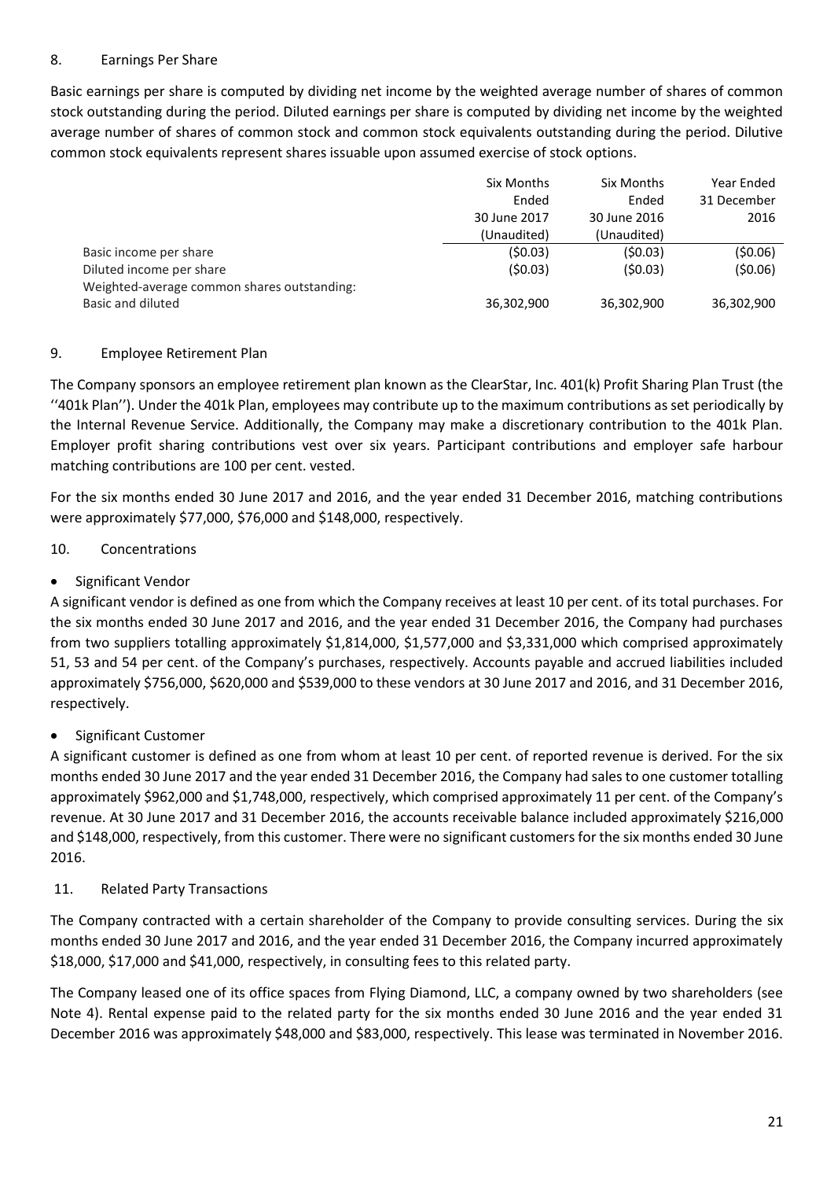## 8. Earnings Per Share

Basic earnings per share is computed by dividing net income by the weighted average number of shares of common stock outstanding during the period. Diluted earnings per share is computed by dividing net income by the weighted average number of shares of common stock and common stock equivalents outstanding during the period. Dilutive common stock equivalents represent shares issuable upon assumed exercise of stock options.

| | Six Months Ended 30 June 2017 (Unaudited) | Six Months Ended 30 June 2016 (Unaudited) | Year Ended 31 December 2016 |
|---|---|---|---|
| Basic income per share | ($0.03) | ($0.03) | ($0.06) |
| Diluted income per share | ($0.03) | ($0.03) | ($0.06) |
| Weighted-average common shares outstanding: | | | |
| Basic and diluted | 36,302,900 | 36,302,900 | 36,302,900 |

## 9. Employee Retirement Plan

The Company sponsors an employee retirement plan known as the ClearStar, Inc. 401(k) Profit Sharing Plan Trust (the ''401k Plan''). Under the 401k Plan, employees may contribute up to the maximum contributions as set periodically by the Internal Revenue Service. Additionally, the Company may make a discretionary contribution to the 401k Plan. Employer profit sharing contributions vest over six years. Participant contributions and employer safe harbour matching contributions are 100 per cent. vested.

For the six months ended 30 June 2017 and 2016, and the year ended 31 December 2016, matching contributions were approximately $77,000, $76,000 and $148,000, respectively.

## 10. Concentrations

- Significant Vendor

A significant vendor is defined as one from which the Company receives at least 10 per cent. of its total purchases. For the six months ended 30 June 2017 and 2016, and the year ended 31 December 2016, the Company had purchases from two suppliers totalling approximately $1,814,000, $1,577,000 and $3,331,000 which comprised approximately 51, 53 and 54 per cent. of the Company's purchases, respectively. Accounts payable and accrued liabilities included approximately $756,000, $620,000 and $539,000 to these vendors at 30 June 2017 and 2016, and 31 December 2016, respectively.

- Significant Customer

A significant customer is defined as one from whom at least 10 per cent. of reported revenue is derived. For the six months ended 30 June 2017 and the year ended 31 December 2016, the Company had sales to one customer totalling approximately $962,000 and $1,748,000, respectively, which comprised approximately 11 per cent. of the Company's revenue. At 30 June 2017 and 31 December 2016, the accounts receivable balance included approximately $216,000 and $148,000, respectively, from this customer. There were no significant customers for the six months ended 30 June 2016.

## 11. Related Party Transactions

The Company contracted with a certain shareholder of the Company to provide consulting services. During the six months ended 30 June 2017 and 2016, and the year ended 31 December 2016, the Company incurred approximately $18,000, $17,000 and $41,000, respectively, in consulting fees to this related party.

The Company leased one of its office spaces from Flying Diamond, LLC, a company owned by two shareholders (see Note 4). Rental expense paid to the related party for the six months ended 30 June 2016 and the year ended 31 December 2016 was approximately $48,000 and $83,000, respectively. This lease was terminated in November 2016.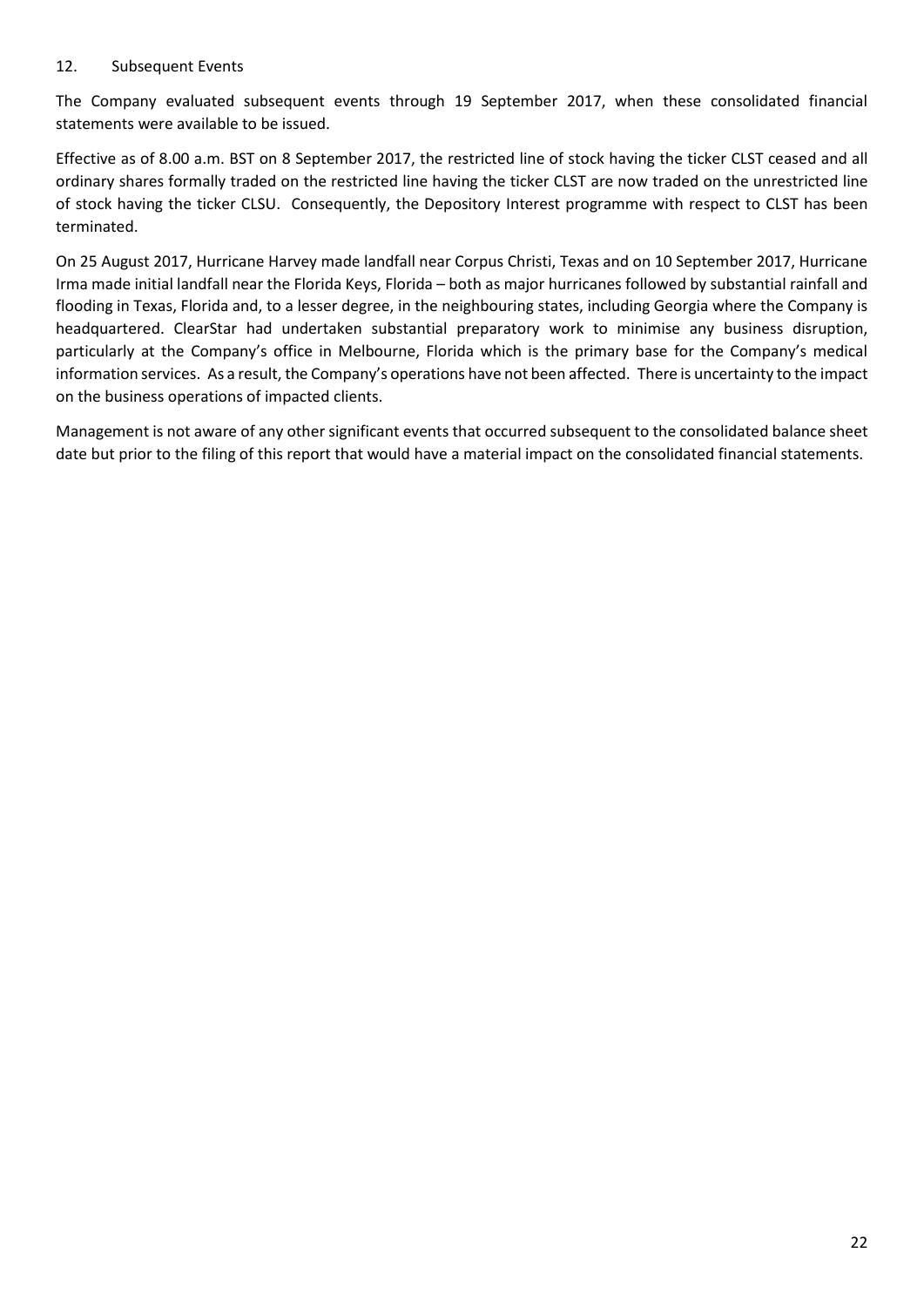## 12. Subsequent Events

The Company evaluated subsequent events through 19 September 2017, when these consolidated financial statements were available to be issued.

Effective as of 8.00 a.m. BST on 8 September 2017, the restricted line of stock having the ticker CLST ceased and all ordinary shares formally traded on the restricted line having the ticker CLST are now traded on the unrestricted line of stock having the ticker CLSU. Consequently, the Depository Interest programme with respect to CLST has been terminated.

On 25 August 2017, Hurricane Harvey made landfall near Corpus Christi, Texas and on 10 September 2017, Hurricane Irma made initial landfall near the Florida Keys, Florida – both as major hurricanes followed by substantial rainfall and flooding in Texas, Florida and, to a lesser degree, in the neighbouring states, including Georgia where the Company is headquartered. ClearStar had undertaken substantial preparatory work to minimise any business disruption, particularly at the Company's office in Melbourne, Florida which is the primary base for the Company's medical information services. As a result, the Company's operations have not been affected. There is uncertainty to the impact on the business operations of impacted clients.

Management is not aware of any other significant events that occurred subsequent to the consolidated balance sheet date but prior to the filing of this report that would have a material impact on the consolidated financial statements.